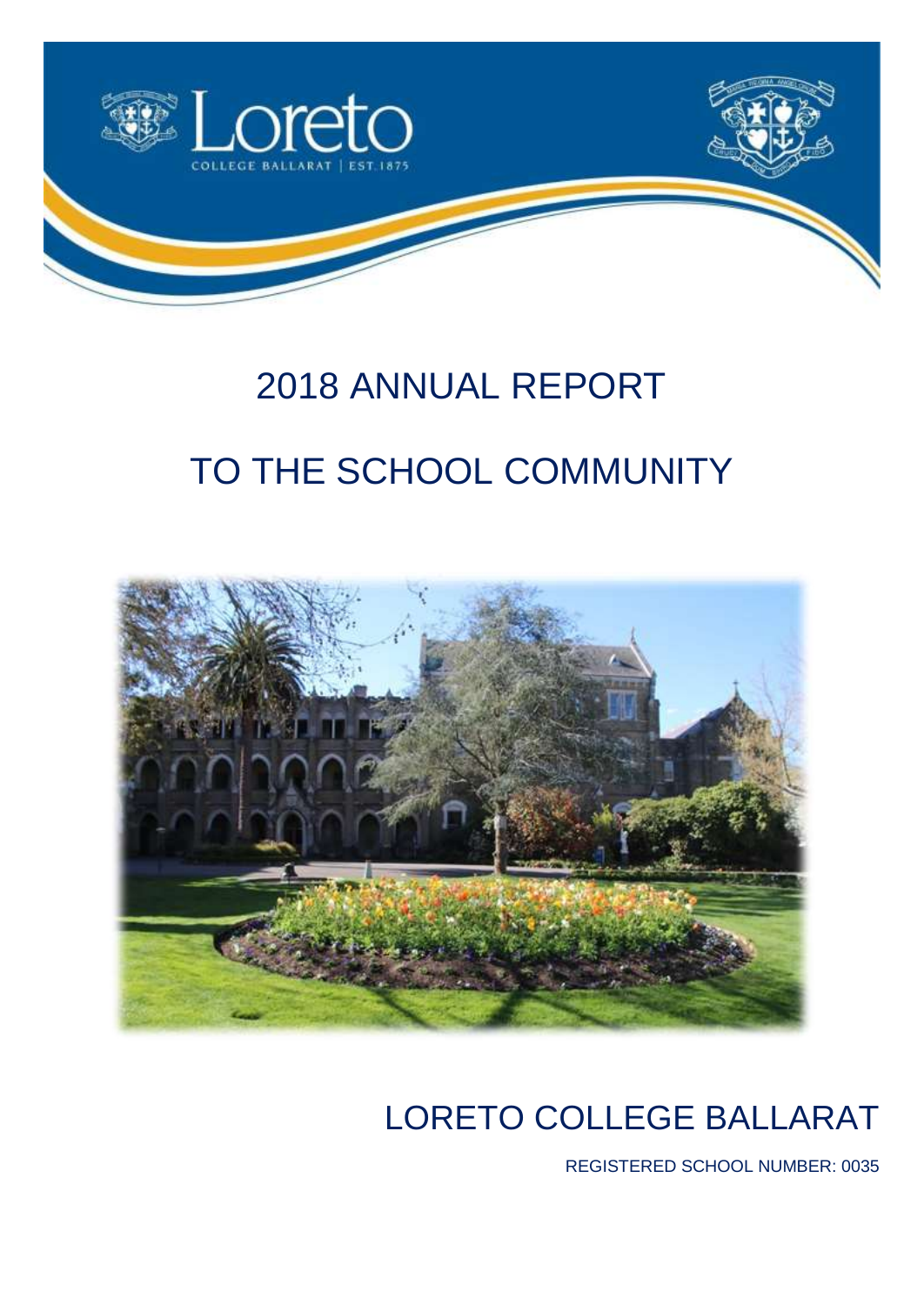# 2018 ANNUAL REPORT

# TO THE SCHOOL COMMUNITY

## LORETO COLLEGE BALLARAT

REGISTERED SCHOOL NUMBER: 0035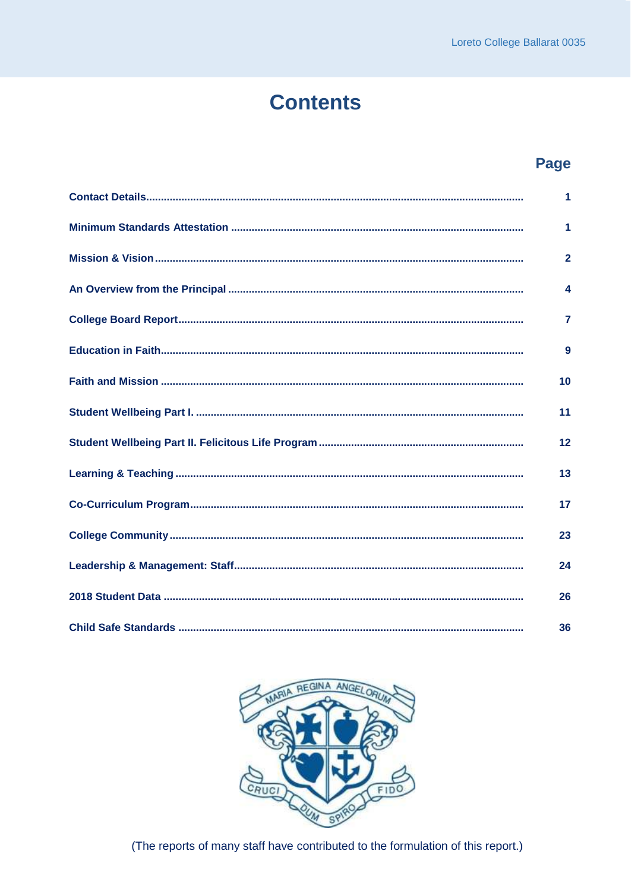# Contents

| | Page |
|---|---|
| Contact Details | 1 |
| Minimum Standards Attestation | 1 |
| Mission & Vision | 2 |
| An Overview from the Principal | 4 |
| College Board Report | 7 |
| Education in Faith | 9 |
| Faith and Mission | 10 |
| Student Wellbeing Part I. | 11 |
| Student Wellbeing Part II. Felicitous Life Program | 12 |
| Learning & Teaching | 13 |
| Co-Curriculum Program | 17 |
| College Community | 23 |
| Leadership & Management: Staff | 24 |
| 2018 Student Data | 26 |
| Child Safe Standards | 36 |

(The reports of many staff have contributed to the formulation of this report.)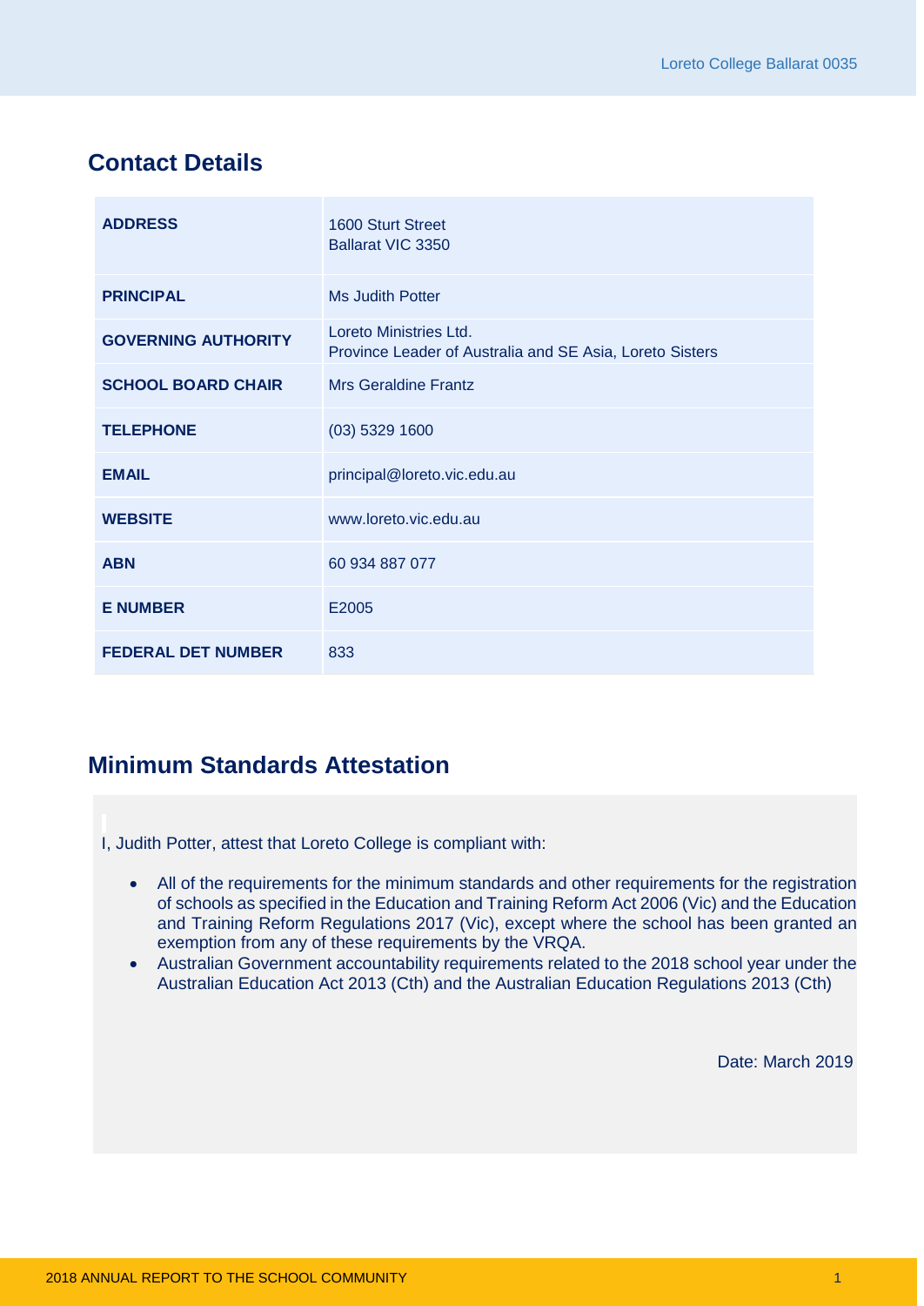## Contact Details

| | |
|---|---|
| **ADDRESS** | 1600 Sturt Street<br>Ballarat VIC 3350 |
| **PRINCIPAL** | Ms Judith Potter |
| **GOVERNING AUTHORITY** | Loreto Ministries Ltd.<br>Province Leader of Australia and SE Asia, Loreto Sisters |
| **SCHOOL BOARD CHAIR** | Mrs Geraldine Frantz |
| **TELEPHONE** | (03) 5329 1600 |
| **EMAIL** | principal@loreto.vic.edu.au |
| **WEBSITE** | www.loreto.vic.edu.au |
| **ABN** | 60 934 887 077 |
| **E NUMBER** | E2005 |
| **FEDERAL DET NUMBER** | 833 |

## Minimum Standards Attestation

I, Judith Potter, attest that Loreto College is compliant with:

- All of the requirements for the minimum standards and other requirements for the registration of schools as specified in the Education and Training Reform Act 2006 (Vic) and the Education and Training Reform Regulations 2017 (Vic), except where the school has been granted an exemption from any of these requirements by the VRQA.
- Australian Government accountability requirements related to the 2018 school year under the Australian Education Act 2013 (Cth) and the Australian Education Regulations 2013 (Cth)

Date: March 2019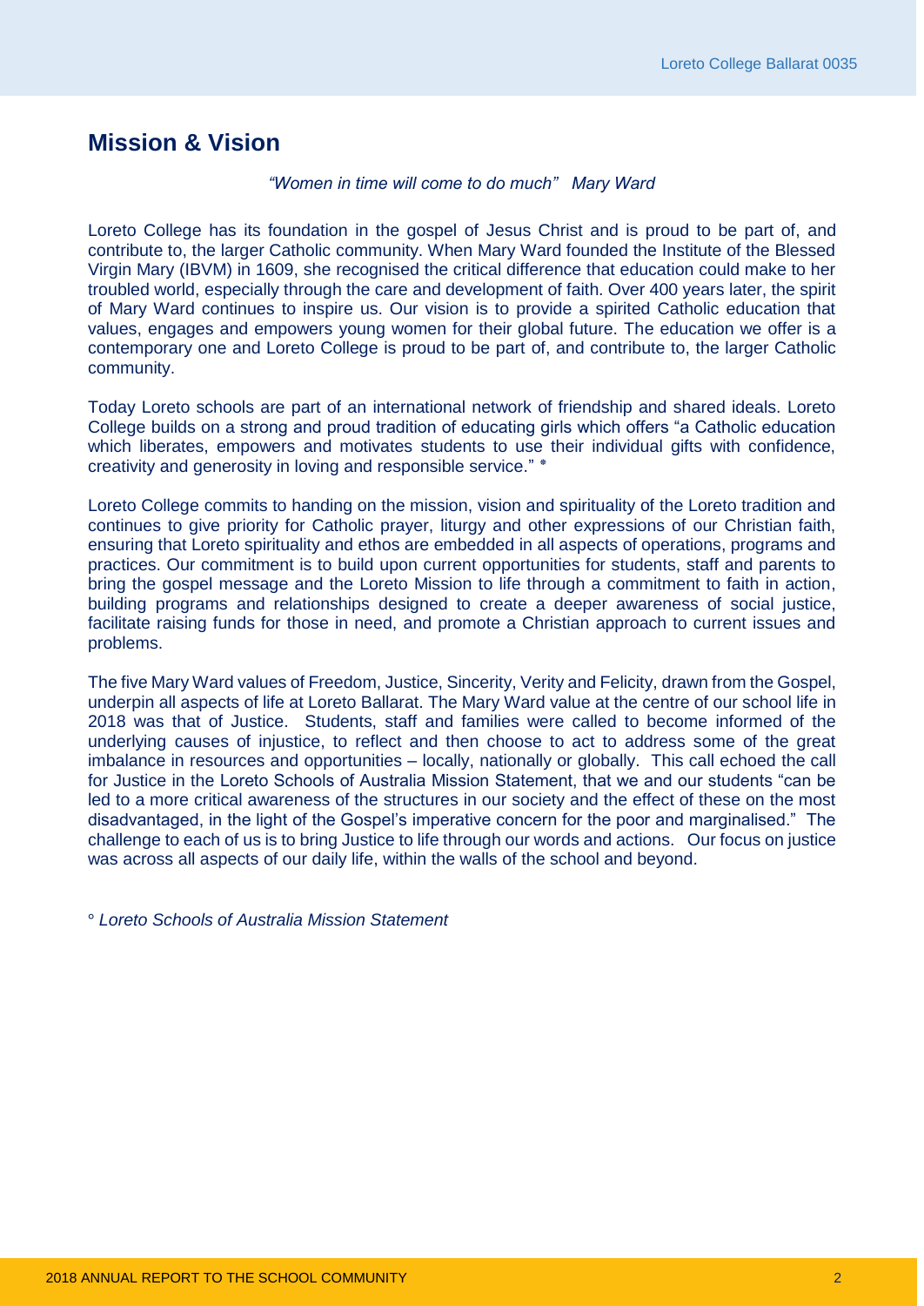## Mission & Vision

*"Women in time will come to do much" Mary Ward*

Loreto College has its foundation in the gospel of Jesus Christ and is proud to be part of, and contribute to, the larger Catholic community. When Mary Ward founded the Institute of the Blessed Virgin Mary (IBVM) in 1609, she recognised the critical difference that education could make to her troubled world, especially through the care and development of faith. Over 400 years later, the spirit of Mary Ward continues to inspire us. Our vision is to provide a spirited Catholic education that values, engages and empowers young women for their global future. The education we offer is a contemporary one and Loreto College is proud to be part of, and contribute to, the larger Catholic community.

Today Loreto schools are part of an international network of friendship and shared ideals. Loreto College builds on a strong and proud tradition of educating girls which offers "a Catholic education which liberates, empowers and motivates students to use their individual gifts with confidence, creativity and generosity in loving and responsible service." °

Loreto College commits to handing on the mission, vision and spirituality of the Loreto tradition and continues to give priority for Catholic prayer, liturgy and other expressions of our Christian faith, ensuring that Loreto spirituality and ethos are embedded in all aspects of operations, programs and practices. Our commitment is to build upon current opportunities for students, staff and parents to bring the gospel message and the Loreto Mission to life through a commitment to faith in action, building programs and relationships designed to create a deeper awareness of social justice, facilitate raising funds for those in need, and promote a Christian approach to current issues and problems.

The five Mary Ward values of Freedom, Justice, Sincerity, Verity and Felicity, drawn from the Gospel, underpin all aspects of life at Loreto Ballarat. The Mary Ward value at the centre of our school life in 2018 was that of Justice. Students, staff and families were called to become informed of the underlying causes of injustice, to reflect and then choose to act to address some of the great imbalance in resources and opportunities – locally, nationally or globally. This call echoed the call for Justice in the Loreto Schools of Australia Mission Statement, that we and our students "can be led to a more critical awareness of the structures in our society and the effect of these on the most disadvantaged, in the light of the Gospel's imperative concern for the poor and marginalised." The challenge to each of us is to bring Justice to life through our words and actions. Our focus on justice was across all aspects of our daily life, within the walls of the school and beyond.

° *Loreto Schools of Australia Mission Statement*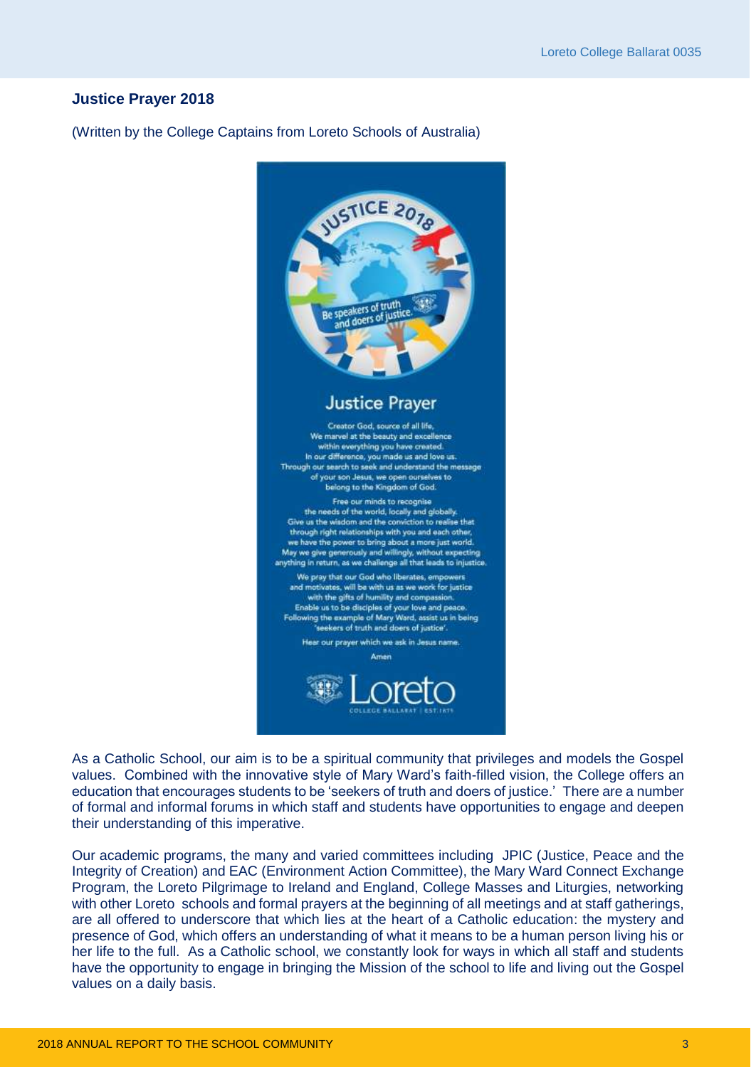## Justice Prayer 2018

(Written by the College Captains from Loreto Schools of Australia)

JUSTICE 2018

Be speakers of truth and doers of justice.

### Justice Prayer

Creator God, source of all life,
We marvel at the beauty and excellence
within everything you have created.
In our difference, you made us and love us.
Through our search to seek and understand the message
of your son Jesus, we open ourselves to
belong to the Kingdom of God.

Free our minds to recognise
the needs of the world, locally and globally.
Give us the wisdom and the conviction to realise that
through right relationships with you and each other,
we have the power to bring about a more just world.
May we give generously and willingly, without expecting
anything in return, as we challenge all that leads to injustice.

We pray that our God who liberates, empowers
and motivates, will be with us as we work for justice
with the gifts of humility and compassion.
Enable us to be disciples of your love and peace.
Following the example of Mary Ward, assist us in being
'seekers of truth and doers of justice'.

Hear our prayer which we ask in Jesus name.

Amen

Loreto
COLLEGE BALLARAT | EST.1875

As a Catholic School, our aim is to be a spiritual community that privileges and models the Gospel values. Combined with the innovative style of Mary Ward's faith-filled vision, the College offers an education that encourages students to be 'seekers of truth and doers of justice.' There are a number of formal and informal forums in which staff and students have opportunities to engage and deepen their understanding of this imperative.

Our academic programs, the many and varied committees including JPIC (Justice, Peace and the Integrity of Creation) and EAC (Environment Action Committee), the Mary Ward Connect Exchange Program, the Loreto Pilgrimage to Ireland and England, College Masses and Liturgies, networking with other Loreto schools and formal prayers at the beginning of all meetings and at staff gatherings, are all offered to underscore that which lies at the heart of a Catholic education: the mystery and presence of God, which offers an understanding of what it means to be a human person living his or her life to the full. As a Catholic school, we constantly look for ways in which all staff and students have the opportunity to engage in bringing the Mission of the school to life and living out the Gospel values on a daily basis.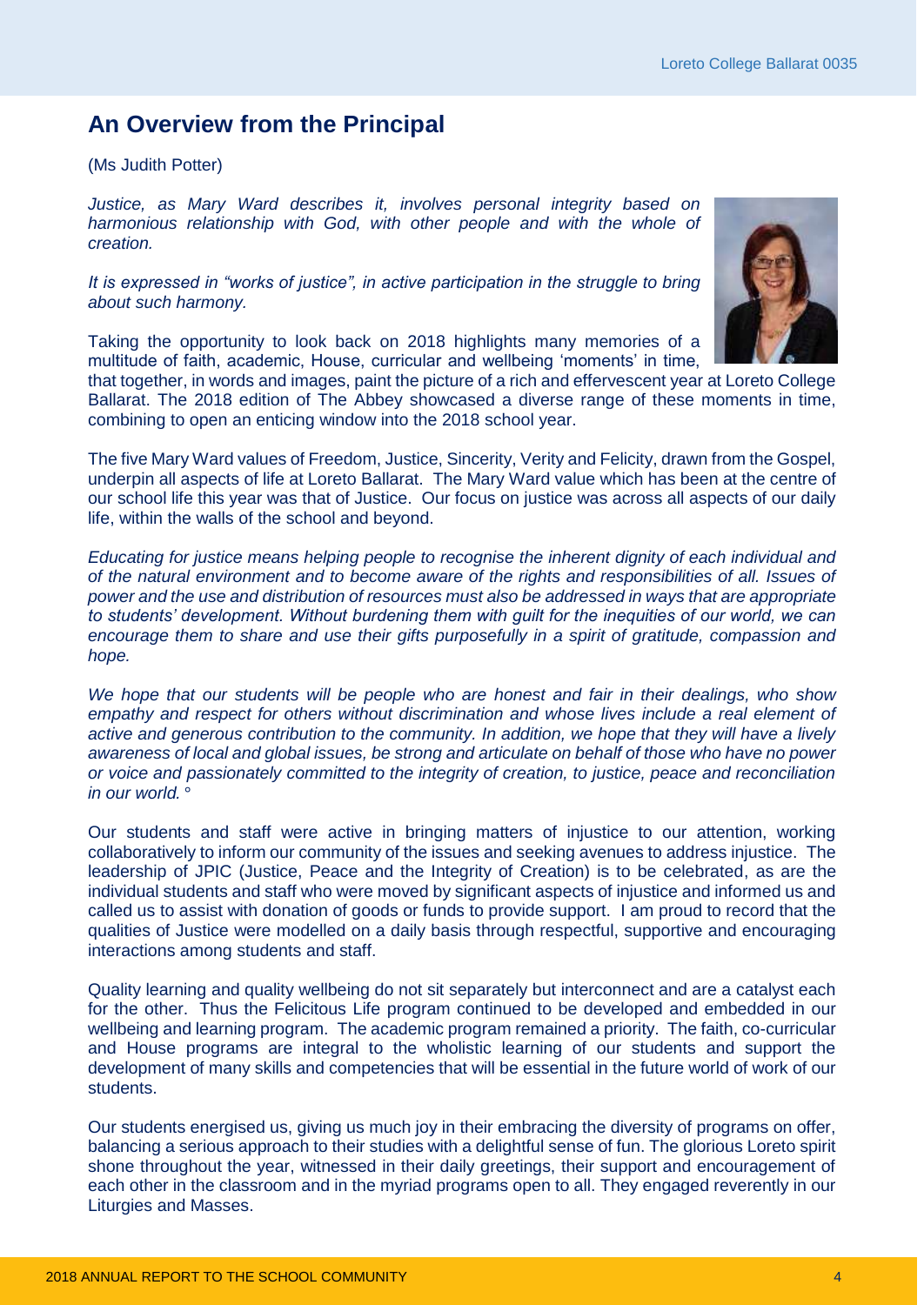## An Overview from the Principal

(Ms Judith Potter)

*Justice, as Mary Ward describes it, involves personal integrity based on harmonious relationship with God, with other people and with the whole of creation.*

*It is expressed in "works of justice", in active participation in the struggle to bring about such harmony.*

Taking the opportunity to look back on 2018 highlights many memories of a multitude of faith, academic, House, curricular and wellbeing 'moments' in time, that together, in words and images, paint the picture of a rich and effervescent year at Loreto College Ballarat. The 2018 edition of The Abbey showcased a diverse range of these moments in time, combining to open an enticing window into the 2018 school year.

The five Mary Ward values of Freedom, Justice, Sincerity, Verity and Felicity, drawn from the Gospel, underpin all aspects of life at Loreto Ballarat. The Mary Ward value which has been at the centre of our school life this year was that of Justice. Our focus on justice was across all aspects of our daily life, within the walls of the school and beyond.

*Educating for justice means helping people to recognise the inherent dignity of each individual and of the natural environment and to become aware of the rights and responsibilities of all. Issues of power and the use and distribution of resources must also be addressed in ways that are appropriate to students' development. Without burdening them with guilt for the inequities of our world, we can encourage them to share and use their gifts purposefully in a spirit of gratitude, compassion and hope.*

*We hope that our students will be people who are honest and fair in their dealings, who show empathy and respect for others without discrimination and whose lives include a real element of active and generous contribution to the community. In addition, we hope that they will have a lively awareness of local and global issues, be strong and articulate on behalf of those who have no power or voice and passionately committed to the integrity of creation, to justice, peace and reconciliation in our world. °*

Our students and staff were active in bringing matters of injustice to our attention, working collaboratively to inform our community of the issues and seeking avenues to address injustice. The leadership of JPIC (Justice, Peace and the Integrity of Creation) is to be celebrated, as are the individual students and staff who were moved by significant aspects of injustice and informed us and called us to assist with donation of goods or funds to provide support. I am proud to record that the qualities of Justice were modelled on a daily basis through respectful, supportive and encouraging interactions among students and staff.

Quality learning and quality wellbeing do not sit separately but interconnect and are a catalyst each for the other. Thus the Felicitous Life program continued to be developed and embedded in our wellbeing and learning program. The academic program remained a priority. The faith, co-curricular and House programs are integral to the wholistic learning of our students and support the development of many skills and competencies that will be essential in the future world of work of our students.

Our students energised us, giving us much joy in their embracing the diversity of programs on offer, balancing a serious approach to their studies with a delightful sense of fun. The glorious Loreto spirit shone throughout the year, witnessed in their daily greetings, their support and encouragement of each other in the classroom and in the myriad programs open to all. They engaged reverently in our Liturgies and Masses.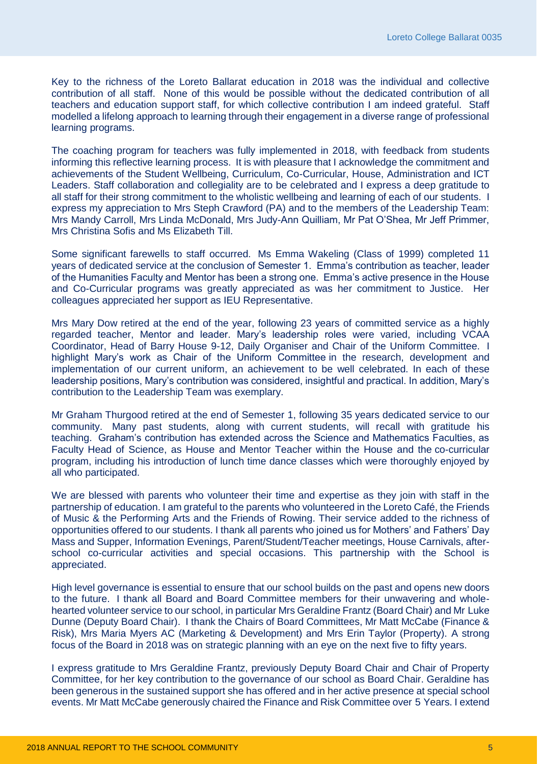Key to the richness of the Loreto Ballarat education in 2018 was the individual and collective contribution of all staff. None of this would be possible without the dedicated contribution of all teachers and education support staff, for which collective contribution I am indeed grateful. Staff modelled a lifelong approach to learning through their engagement in a diverse range of professional learning programs.

The coaching program for teachers was fully implemented in 2018, with feedback from students informing this reflective learning process. It is with pleasure that I acknowledge the commitment and achievements of the Student Wellbeing, Curriculum, Co-Curricular, House, Administration and ICT Leaders. Staff collaboration and collegiality are to be celebrated and I express a deep gratitude to all staff for their strong commitment to the wholistic wellbeing and learning of each of our students. I express my appreciation to Mrs Steph Crawford (PA) and to the members of the Leadership Team: Mrs Mandy Carroll, Mrs Linda McDonald, Mrs Judy-Ann Quilliam, Mr Pat O'Shea, Mr Jeff Primmer, Mrs Christina Sofis and Ms Elizabeth Till.

Some significant farewells to staff occurred. Ms Emma Wakeling (Class of 1999) completed 11 years of dedicated service at the conclusion of Semester 1. Emma's contribution as teacher, leader of the Humanities Faculty and Mentor has been a strong one. Emma's active presence in the House and Co-Curricular programs was greatly appreciated as was her commitment to Justice. Her colleagues appreciated her support as IEU Representative.

Mrs Mary Dow retired at the end of the year, following 23 years of committed service as a highly regarded teacher, Mentor and leader. Mary's leadership roles were varied, including VCAA Coordinator, Head of Barry House 9-12, Daily Organiser and Chair of the Uniform Committee. I highlight Mary's work as Chair of the Uniform Committee in the research, development and implementation of our current uniform, an achievement to be well celebrated. In each of these leadership positions, Mary's contribution was considered, insightful and practical. In addition, Mary's contribution to the Leadership Team was exemplary.

Mr Graham Thurgood retired at the end of Semester 1, following 35 years dedicated service to our community. Many past students, along with current students, will recall with gratitude his teaching. Graham's contribution has extended across the Science and Mathematics Faculties, as Faculty Head of Science, as House and Mentor Teacher within the House and the co-curricular program, including his introduction of lunch time dance classes which were thoroughly enjoyed by all who participated.

We are blessed with parents who volunteer their time and expertise as they join with staff in the partnership of education. I am grateful to the parents who volunteered in the Loreto Café, the Friends of Music & the Performing Arts and the Friends of Rowing. Their service added to the richness of opportunities offered to our students. I thank all parents who joined us for Mothers' and Fathers' Day Mass and Supper, Information Evenings, Parent/Student/Teacher meetings, House Carnivals, after-school co-curricular activities and special occasions. This partnership with the School is appreciated.

High level governance is essential to ensure that our school builds on the past and opens new doors to the future. I thank all Board and Board Committee members for their unwavering and whole-hearted volunteer service to our school, in particular Mrs Geraldine Frantz (Board Chair) and Mr Luke Dunne (Deputy Board Chair). I thank the Chairs of Board Committees, Mr Matt McCabe (Finance & Risk), Mrs Maria Myers AC (Marketing & Development) and Mrs Erin Taylor (Property). A strong focus of the Board in 2018 was on strategic planning with an eye on the next five to fifty years.

I express gratitude to Mrs Geraldine Frantz, previously Deputy Board Chair and Chair of Property Committee, for her key contribution to the governance of our school as Board Chair. Geraldine has been generous in the sustained support she has offered and in her active presence at special school events. Mr Matt McCabe generously chaired the Finance and Risk Committee over 5 Years. I extend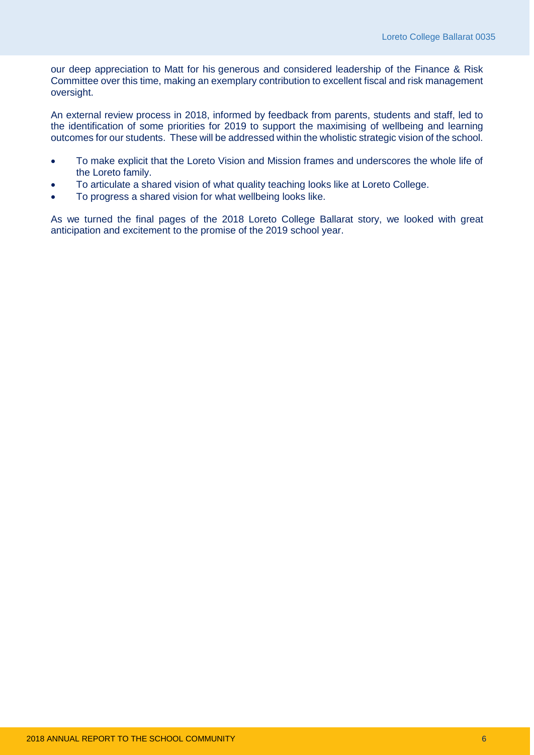our deep appreciation to Matt for his generous and considered leadership of the Finance & Risk Committee over this time, making an exemplary contribution to excellent fiscal and risk management oversight.

An external review process in 2018, informed by feedback from parents, students and staff, led to the identification of some priorities for 2019 to support the maximising of wellbeing and learning outcomes for our students. These will be addressed within the wholistic strategic vision of the school.

- To make explicit that the Loreto Vision and Mission frames and underscores the whole life of the Loreto family.
- To articulate a shared vision of what quality teaching looks like at Loreto College.
- To progress a shared vision for what wellbeing looks like.

As we turned the final pages of the 2018 Loreto College Ballarat story, we looked with great anticipation and excitement to the promise of the 2019 school year.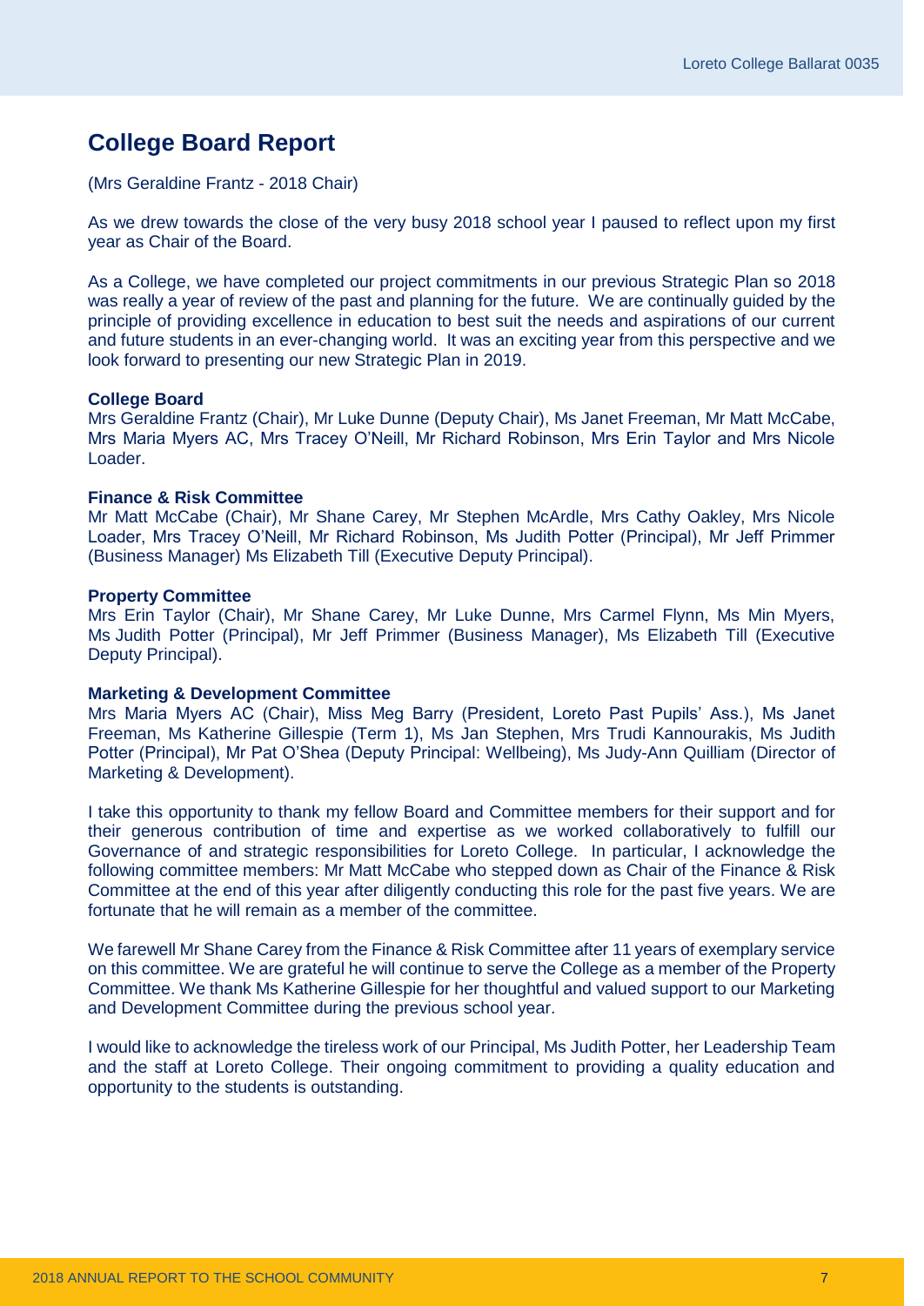## College Board Report

(Mrs Geraldine Frantz - 2018 Chair)

As we drew towards the close of the very busy 2018 school year I paused to reflect upon my first year as Chair of the Board.

As a College, we have completed our project commitments in our previous Strategic Plan so 2018 was really a year of review of the past and planning for the future. We are continually guided by the principle of providing excellence in education to best suit the needs and aspirations of our current and future students in an ever-changing world. It was an exciting year from this perspective and we look forward to presenting our new Strategic Plan in 2019.

**College Board**
Mrs Geraldine Frantz (Chair), Mr Luke Dunne (Deputy Chair), Ms Janet Freeman, Mr Matt McCabe, Mrs Maria Myers AC, Mrs Tracey O'Neill, Mr Richard Robinson, Mrs Erin Taylor and Mrs Nicole Loader.

**Finance & Risk Committee**
Mr Matt McCabe (Chair), Mr Shane Carey, Mr Stephen McArdle, Mrs Cathy Oakley, Mrs Nicole Loader, Mrs Tracey O'Neill, Mr Richard Robinson, Ms Judith Potter (Principal), Mr Jeff Primmer (Business Manager) Ms Elizabeth Till (Executive Deputy Principal).

**Property Committee**
Mrs Erin Taylor (Chair), Mr Shane Carey, Mr Luke Dunne, Mrs Carmel Flynn, Ms Min Myers, Ms Judith Potter (Principal), Mr Jeff Primmer (Business Manager), Ms Elizabeth Till (Executive Deputy Principal).

**Marketing & Development Committee**
Mrs Maria Myers AC (Chair), Miss Meg Barry (President, Loreto Past Pupils' Ass.), Ms Janet Freeman, Ms Katherine Gillespie (Term 1), Ms Jan Stephen, Mrs Trudi Kannourakis, Ms Judith Potter (Principal), Mr Pat O'Shea (Deputy Principal: Wellbeing), Ms Judy-Ann Quilliam (Director of Marketing & Development).

I take this opportunity to thank my fellow Board and Committee members for their support and for their generous contribution of time and expertise as we worked collaboratively to fulfill our Governance of and strategic responsibilities for Loreto College. In particular, I acknowledge the following committee members: Mr Matt McCabe who stepped down as Chair of the Finance & Risk Committee at the end of this year after diligently conducting this role for the past five years. We are fortunate that he will remain as a member of the committee.

We farewell Mr Shane Carey from the Finance & Risk Committee after 11 years of exemplary service on this committee. We are grateful he will continue to serve the College as a member of the Property Committee. We thank Ms Katherine Gillespie for her thoughtful and valued support to our Marketing and Development Committee during the previous school year.

I would like to acknowledge the tireless work of our Principal, Ms Judith Potter, her Leadership Team and the staff at Loreto College. Their ongoing commitment to providing a quality education and opportunity to the students is outstanding.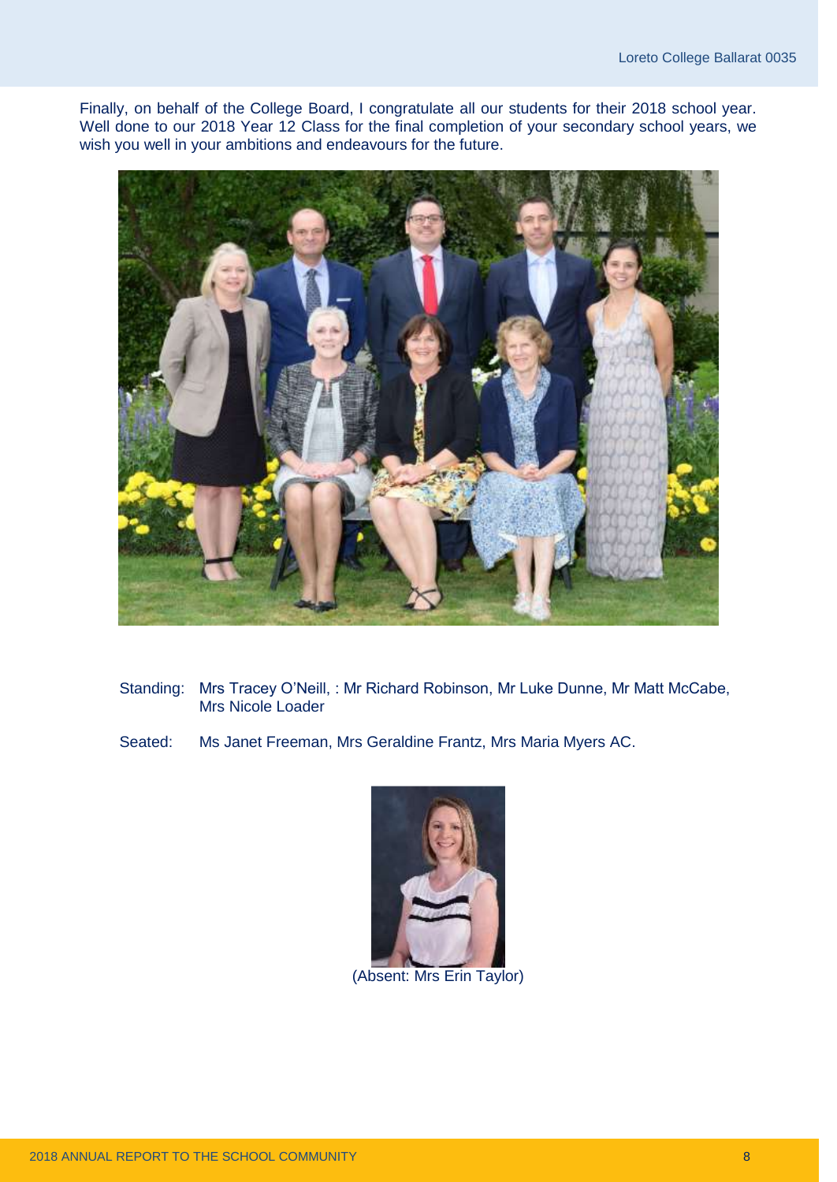Finally, on behalf of the College Board, I congratulate all our students for their 2018 school year. Well done to our 2018 Year 12 Class for the final completion of your secondary school years, we wish you well in your ambitions and endeavours for the future.

Standing: Mrs Tracey O'Neill, : Mr Richard Robinson, Mr Luke Dunne, Mr Matt McCabe, Mrs Nicole Loader

Seated: Ms Janet Freeman, Mrs Geraldine Frantz, Mrs Maria Myers AC.

(Absent: Mrs Erin Taylor)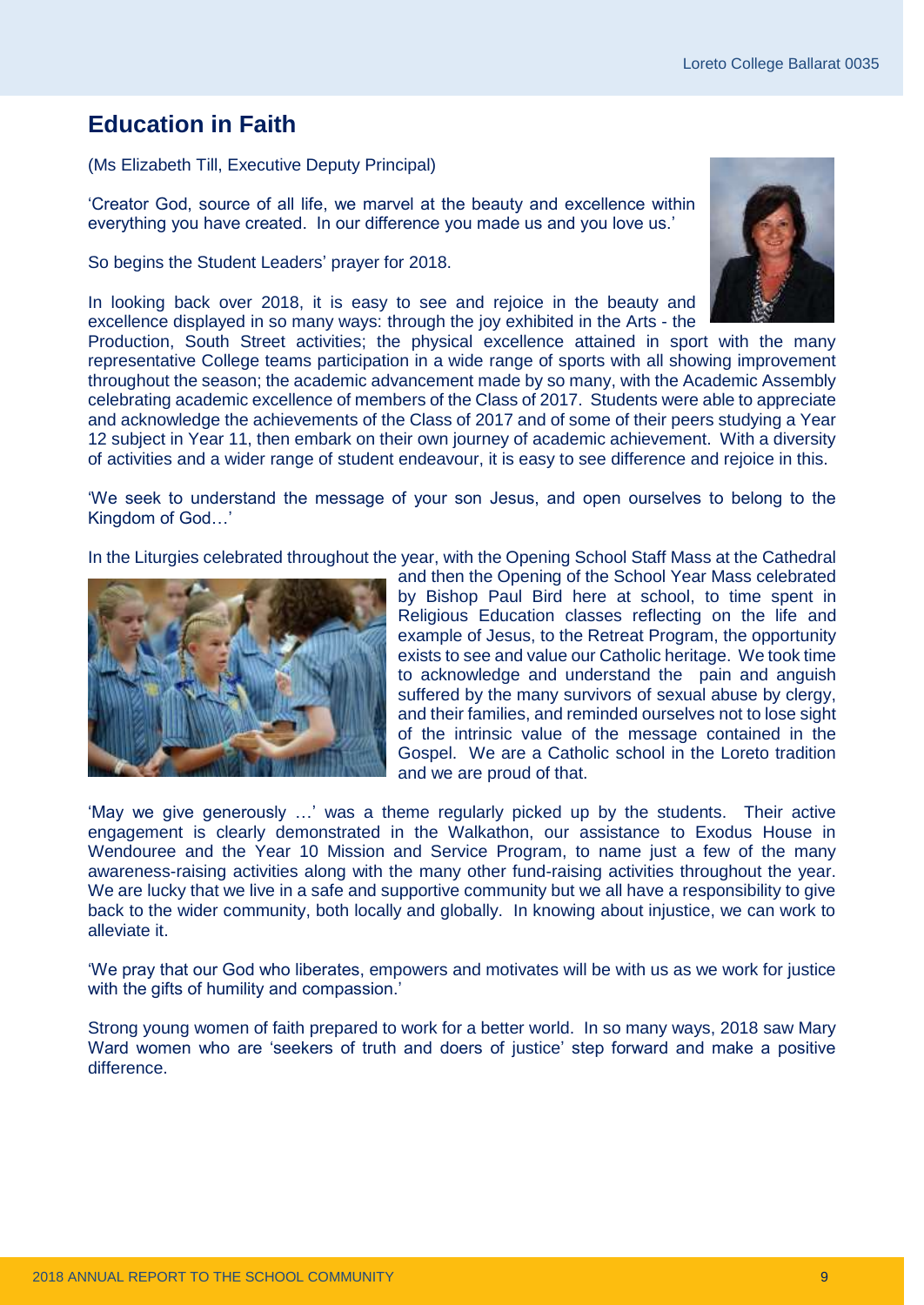## Education in Faith

(Ms Elizabeth Till, Executive Deputy Principal)

'Creator God, source of all life, we marvel at the beauty and excellence within everything you have created. In our difference you made us and you love us.'

So begins the Student Leaders' prayer for 2018.

In looking back over 2018, it is easy to see and rejoice in the beauty and excellence displayed in so many ways: through the joy exhibited in the Arts - the Production, South Street activities; the physical excellence attained in sport with the many representative College teams participation in a wide range of sports with all showing improvement throughout the season; the academic advancement made by so many, with the Academic Assembly celebrating academic excellence of members of the Class of 2017. Students were able to appreciate and acknowledge the achievements of the Class of 2017 and of some of their peers studying a Year 12 subject in Year 11, then embark on their own journey of academic achievement. With a diversity of activities and a wider range of student endeavour, it is easy to see difference and rejoice in this.

'We seek to understand the message of your son Jesus, and open ourselves to belong to the Kingdom of God…'

In the Liturgies celebrated throughout the year, with the Opening School Staff Mass at the Cathedral and then the Opening of the School Year Mass celebrated by Bishop Paul Bird here at school, to time spent in Religious Education classes reflecting on the life and example of Jesus, to the Retreat Program, the opportunity exists to see and value our Catholic heritage. We took time to acknowledge and understand the pain and anguish suffered by the many survivors of sexual abuse by clergy, and their families, and reminded ourselves not to lose sight of the intrinsic value of the message contained in the Gospel. We are a Catholic school in the Loreto tradition and we are proud of that.

'May we give generously …' was a theme regularly picked up by the students. Their active engagement is clearly demonstrated in the Walkathon, our assistance to Exodus House in Wendouree and the Year 10 Mission and Service Program, to name just a few of the many awareness-raising activities along with the many other fund-raising activities throughout the year. We are lucky that we live in a safe and supportive community but we all have a responsibility to give back to the wider community, both locally and globally. In knowing about injustice, we can work to alleviate it.

'We pray that our God who liberates, empowers and motivates will be with us as we work for justice with the gifts of humility and compassion.'

Strong young women of faith prepared to work for a better world. In so many ways, 2018 saw Mary Ward women who are 'seekers of truth and doers of justice' step forward and make a positive difference.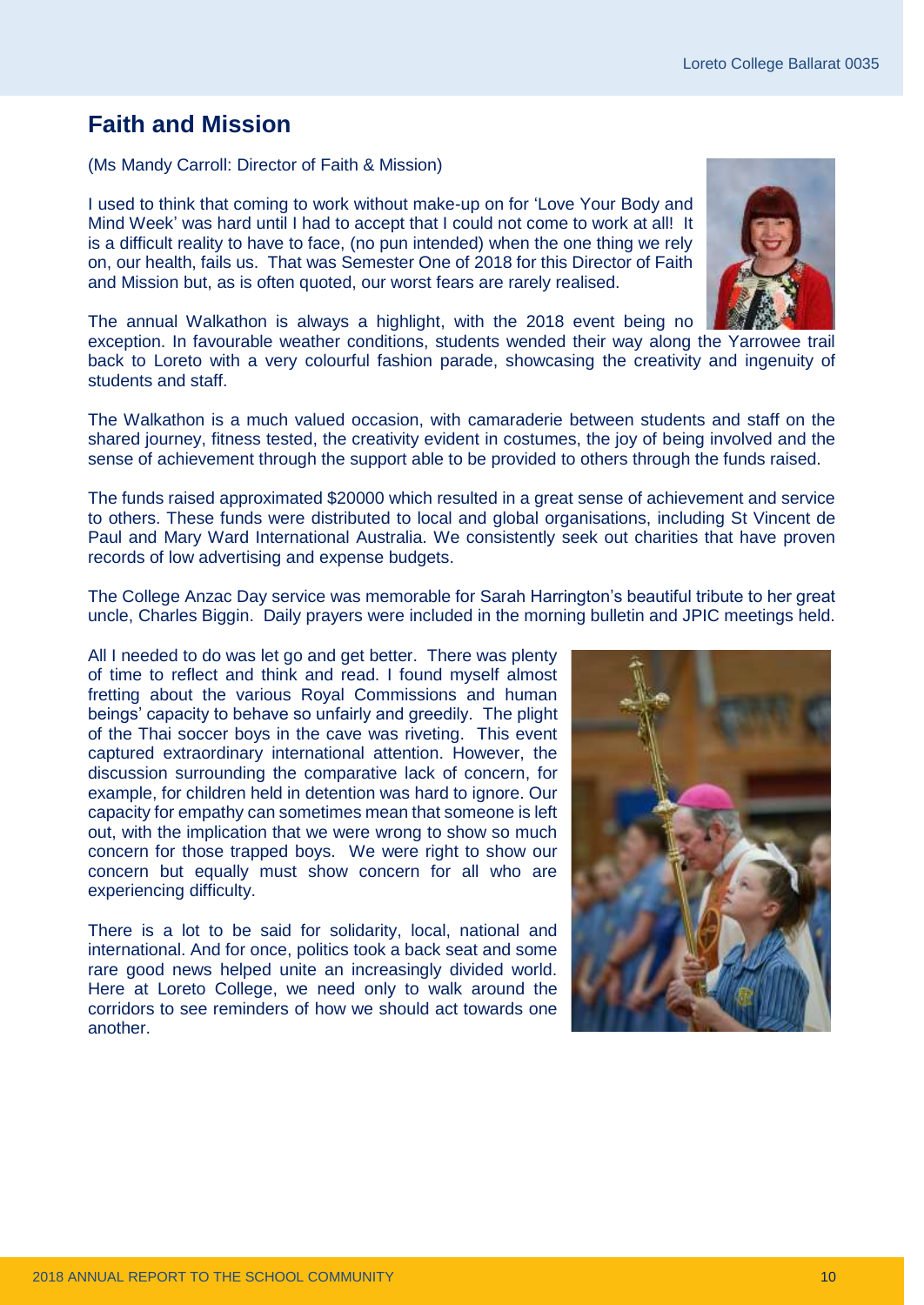## Faith and Mission

(Ms Mandy Carroll: Director of Faith & Mission)

I used to think that coming to work without make-up on for 'Love Your Body and Mind Week' was hard until I had to accept that I could not come to work at all! It is a difficult reality to have to face, (no pun intended) when the one thing we rely on, our health, fails us. That was Semester One of 2018 for this Director of Faith and Mission but, as is often quoted, our worst fears are rarely realised.

The annual Walkathon is always a highlight, with the 2018 event being no exception. In favourable weather conditions, students wended their way along the Yarrowee trail back to Loreto with a very colourful fashion parade, showcasing the creativity and ingenuity of students and staff.

The Walkathon is a much valued occasion, with camaraderie between students and staff on the shared journey, fitness tested, the creativity evident in costumes, the joy of being involved and the sense of achievement through the support able to be provided to others through the funds raised.

The funds raised approximated $20000 which resulted in a great sense of achievement and service to others. These funds were distributed to local and global organisations, including St Vincent de Paul and Mary Ward International Australia. We consistently seek out charities that have proven records of low advertising and expense budgets.

The College Anzac Day service was memorable for Sarah Harrington's beautiful tribute to her great uncle, Charles Biggin. Daily prayers were included in the morning bulletin and JPIC meetings held.

All I needed to do was let go and get better. There was plenty of time to reflect and think and read. I found myself almost fretting about the various Royal Commissions and human beings' capacity to behave so unfairly and greedily. The plight of the Thai soccer boys in the cave was riveting. This event captured extraordinary international attention. However, the discussion surrounding the comparative lack of concern, for example, for children held in detention was hard to ignore. Our capacity for empathy can sometimes mean that someone is left out, with the implication that we were wrong to show so much concern for those trapped boys. We were right to show our concern but equally must show concern for all who are experiencing difficulty.

There is a lot to be said for solidarity, local, national and international. And for once, politics took a back seat and some rare good news helped unite an increasingly divided world. Here at Loreto College, we need only to walk around the corridors to see reminders of how we should act towards one another.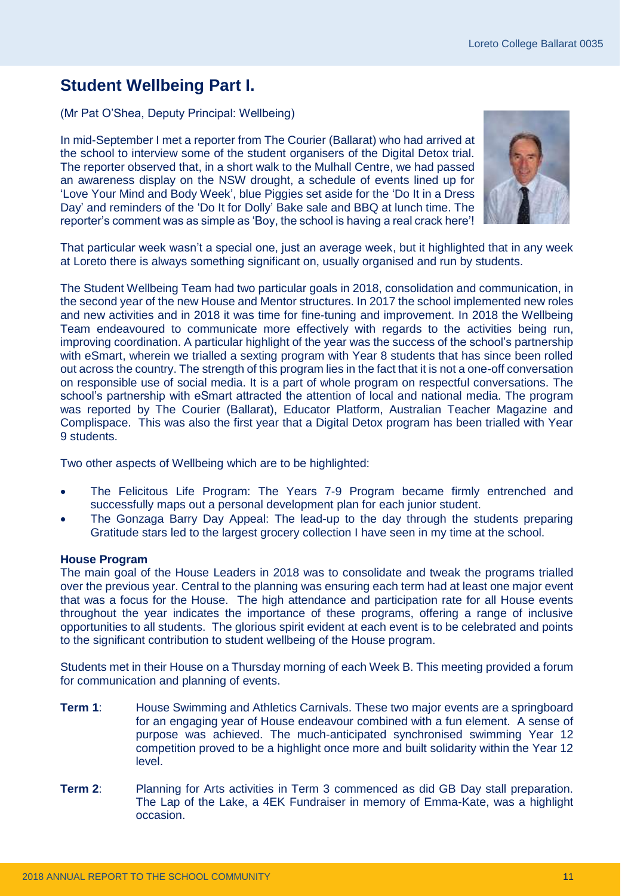## Student Wellbeing Part I.

(Mr Pat O'Shea, Deputy Principal: Wellbeing)

In mid-September I met a reporter from The Courier (Ballarat) who had arrived at the school to interview some of the student organisers of the Digital Detox trial. The reporter observed that, in a short walk to the Mulhall Centre, we had passed an awareness display on the NSW drought, a schedule of events lined up for 'Love Your Mind and Body Week', blue Piggies set aside for the 'Do It in a Dress Day' and reminders of the 'Do It for Dolly' Bake sale and BBQ at lunch time. The reporter's comment was as simple as 'Boy, the school is having a real crack here'!

That particular week wasn't a special one, just an average week, but it highlighted that in any week at Loreto there is always something significant on, usually organised and run by students.

The Student Wellbeing Team had two particular goals in 2018, consolidation and communication, in the second year of the new House and Mentor structures. In 2017 the school implemented new roles and new activities and in 2018 it was time for fine-tuning and improvement. In 2018 the Wellbeing Team endeavoured to communicate more effectively with regards to the activities being run, improving coordination. A particular highlight of the year was the success of the school's partnership with eSmart, wherein we trialled a sexting program with Year 8 students that has since been rolled out across the country. The strength of this program lies in the fact that it is not a one-off conversation on responsible use of social media. It is a part of whole program on respectful conversations. The school's partnership with eSmart attracted the attention of local and national media. The program was reported by The Courier (Ballarat), Educator Platform, Australian Teacher Magazine and Complispace. This was also the first year that a Digital Detox program has been trialled with Year 9 students.

Two other aspects of Wellbeing which are to be highlighted:

- The Felicitous Life Program: The Years 7-9 Program became firmly entrenched and successfully maps out a personal development plan for each junior student.
- The Gonzaga Barry Day Appeal: The lead-up to the day through the students preparing Gratitude stars led to the largest grocery collection I have seen in my time at the school.

**House Program**

The main goal of the House Leaders in 2018 was to consolidate and tweak the programs trialled over the previous year. Central to the planning was ensuring each term had at least one major event that was a focus for the House. The high attendance and participation rate for all House events throughout the year indicates the importance of these programs, offering a range of inclusive opportunities to all students. The glorious spirit evident at each event is to be celebrated and points to the significant contribution to student wellbeing of the House program.

Students met in their House on a Thursday morning of each Week B. This meeting provided a forum for communication and planning of events.

**Term 1**: House Swimming and Athletics Carnivals. These two major events are a springboard for an engaging year of House endeavour combined with a fun element. A sense of purpose was achieved. The much-anticipated synchronised swimming Year 12 competition proved to be a highlight once more and built solidarity within the Year 12 level.

**Term 2**: Planning for Arts activities in Term 3 commenced as did GB Day stall preparation. The Lap of the Lake, a 4EK Fundraiser in memory of Emma-Kate, was a highlight occasion.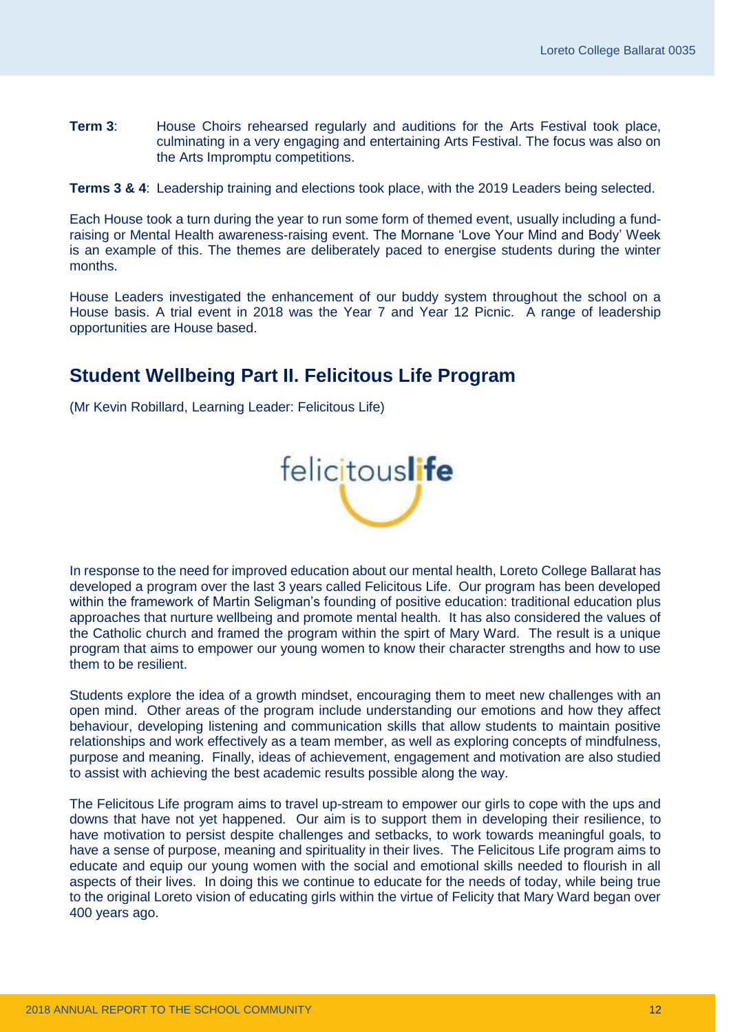**Term 3**: House Choirs rehearsed regularly and auditions for the Arts Festival took place, culminating in a very engaging and entertaining Arts Festival. The focus was also on the Arts Impromptu competitions.

**Terms 3 & 4**: Leadership training and elections took place, with the 2019 Leaders being selected.

Each House took a turn during the year to run some form of themed event, usually including a fund-raising or Mental Health awareness-raising event. The Mornane 'Love Your Mind and Body' Week is an example of this. The themes are deliberately paced to energise students during the winter months.

House Leaders investigated the enhancement of our buddy system throughout the school on a House basis. A trial event in 2018 was the Year 7 and Year 12 Picnic. A range of leadership opportunities are House based.

## Student Wellbeing Part II. Felicitous Life Program

(Mr Kevin Robillard, Learning Leader: Felicitous Life)

felicitous**life**

In response to the need for improved education about our mental health, Loreto College Ballarat has developed a program over the last 3 years called Felicitous Life. Our program has been developed within the framework of Martin Seligman's founding of positive education: traditional education plus approaches that nurture wellbeing and promote mental health. It has also considered the values of the Catholic church and framed the program within the spirt of Mary Ward. The result is a unique program that aims to empower our young women to know their character strengths and how to use them to be resilient.

Students explore the idea of a growth mindset, encouraging them to meet new challenges with an open mind. Other areas of the program include understanding our emotions and how they affect behaviour, developing listening and communication skills that allow students to maintain positive relationships and work effectively as a team member, as well as exploring concepts of mindfulness, purpose and meaning. Finally, ideas of achievement, engagement and motivation are also studied to assist with achieving the best academic results possible along the way.

The Felicitous Life program aims to travel up-stream to empower our girls to cope with the ups and downs that have not yet happened. Our aim is to support them in developing their resilience, to have motivation to persist despite challenges and setbacks, to work towards meaningful goals, to have a sense of purpose, meaning and spirituality in their lives. The Felicitous Life program aims to educate and equip our young women with the social and emotional skills needed to flourish in all aspects of their lives. In doing this we continue to educate for the needs of today, while being true to the original Loreto vision of educating girls within the virtue of Felicity that Mary Ward began over 400 years ago.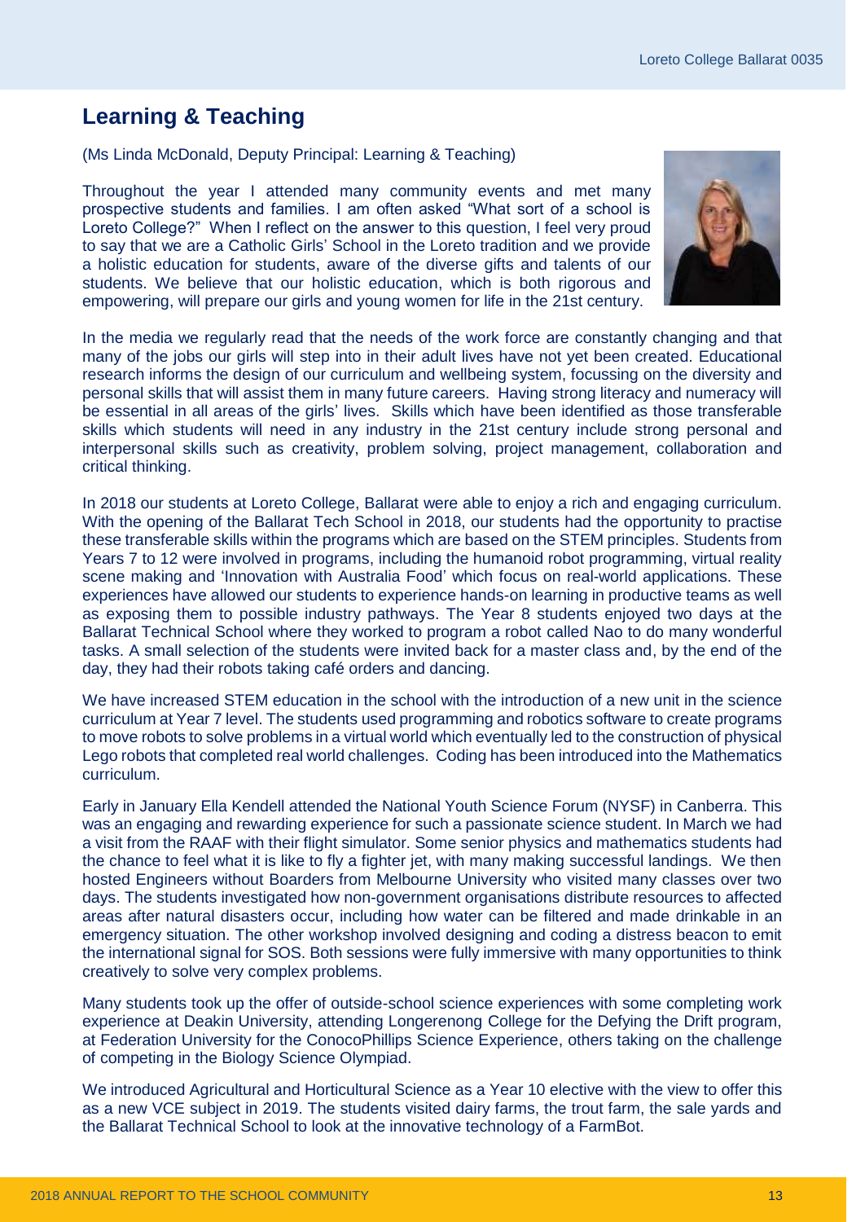## Learning & Teaching

(Ms Linda McDonald, Deputy Principal: Learning & Teaching)

Throughout the year I attended many community events and met many prospective students and families. I am often asked "What sort of a school is Loreto College?" When I reflect on the answer to this question, I feel very proud to say that we are a Catholic Girls' School in the Loreto tradition and we provide a holistic education for students, aware of the diverse gifts and talents of our students. We believe that our holistic education, which is both rigorous and empowering, will prepare our girls and young women for life in the 21st century.

In the media we regularly read that the needs of the work force are constantly changing and that many of the jobs our girls will step into in their adult lives have not yet been created. Educational research informs the design of our curriculum and wellbeing system, focussing on the diversity and personal skills that will assist them in many future careers. Having strong literacy and numeracy will be essential in all areas of the girls' lives. Skills which have been identified as those transferable skills which students will need in any industry in the 21st century include strong personal and interpersonal skills such as creativity, problem solving, project management, collaboration and critical thinking.

In 2018 our students at Loreto College, Ballarat were able to enjoy a rich and engaging curriculum. With the opening of the Ballarat Tech School in 2018, our students had the opportunity to practise these transferable skills within the programs which are based on the STEM principles. Students from Years 7 to 12 were involved in programs, including the humanoid robot programming, virtual reality scene making and 'Innovation with Australia Food' which focus on real-world applications. These experiences have allowed our students to experience hands-on learning in productive teams as well as exposing them to possible industry pathways. The Year 8 students enjoyed two days at the Ballarat Technical School where they worked to program a robot called Nao to do many wonderful tasks. A small selection of the students were invited back for a master class and, by the end of the day, they had their robots taking café orders and dancing.

We have increased STEM education in the school with the introduction of a new unit in the science curriculum at Year 7 level. The students used programming and robotics software to create programs to move robots to solve problems in a virtual world which eventually led to the construction of physical Lego robots that completed real world challenges. Coding has been introduced into the Mathematics curriculum.

Early in January Ella Kendell attended the National Youth Science Forum (NYSF) in Canberra. This was an engaging and rewarding experience for such a passionate science student. In March we had a visit from the RAAF with their flight simulator. Some senior physics and mathematics students had the chance to feel what it is like to fly a fighter jet, with many making successful landings. We then hosted Engineers without Boarders from Melbourne University who visited many classes over two days. The students investigated how non-government organisations distribute resources to affected areas after natural disasters occur, including how water can be filtered and made drinkable in an emergency situation. The other workshop involved designing and coding a distress beacon to emit the international signal for SOS. Both sessions were fully immersive with many opportunities to think creatively to solve very complex problems.

Many students took up the offer of outside-school science experiences with some completing work experience at Deakin University, attending Longerenong College for the Defying the Drift program, at Federation University for the ConocoPhillips Science Experience, others taking on the challenge of competing in the Biology Science Olympiad.

We introduced Agricultural and Horticultural Science as a Year 10 elective with the view to offer this as a new VCE subject in 2019. The students visited dairy farms, the trout farm, the sale yards and the Ballarat Technical School to look at the innovative technology of a FarmBot.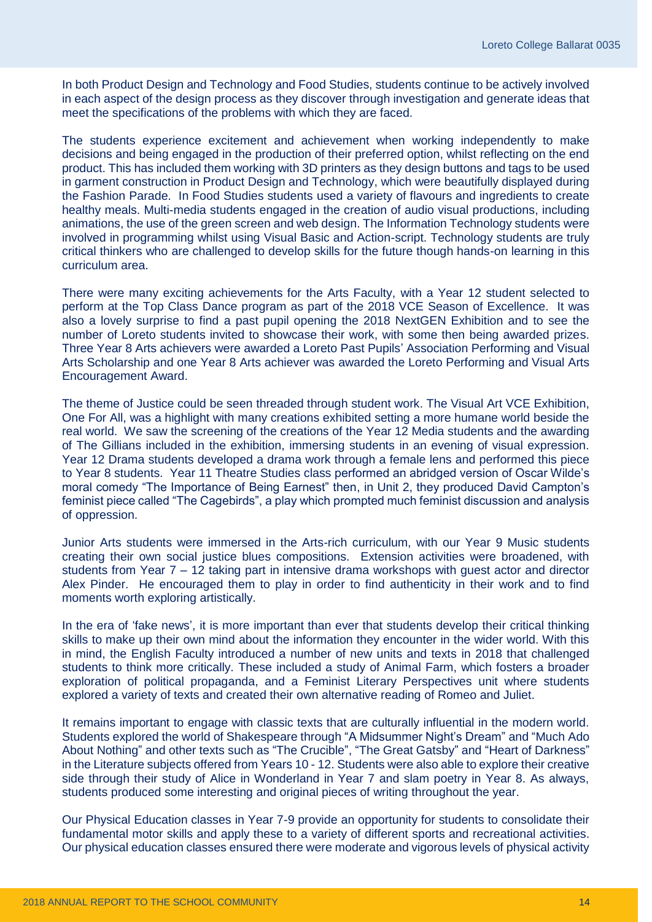In both Product Design and Technology and Food Studies, students continue to be actively involved in each aspect of the design process as they discover through investigation and generate ideas that meet the specifications of the problems with which they are faced.

The students experience excitement and achievement when working independently to make decisions and being engaged in the production of their preferred option, whilst reflecting on the end product. This has included them working with 3D printers as they design buttons and tags to be used in garment construction in Product Design and Technology, which were beautifully displayed during the Fashion Parade. In Food Studies students used a variety of flavours and ingredients to create healthy meals. Multi-media students engaged in the creation of audio visual productions, including animations, the use of the green screen and web design. The Information Technology students were involved in programming whilst using Visual Basic and Action-script. Technology students are truly critical thinkers who are challenged to develop skills for the future though hands-on learning in this curriculum area.

There were many exciting achievements for the Arts Faculty, with a Year 12 student selected to perform at the Top Class Dance program as part of the 2018 VCE Season of Excellence. It was also a lovely surprise to find a past pupil opening the 2018 NextGEN Exhibition and to see the number of Loreto students invited to showcase their work, with some then being awarded prizes. Three Year 8 Arts achievers were awarded a Loreto Past Pupils' Association Performing and Visual Arts Scholarship and one Year 8 Arts achiever was awarded the Loreto Performing and Visual Arts Encouragement Award.

The theme of Justice could be seen threaded through student work. The Visual Art VCE Exhibition, One For All, was a highlight with many creations exhibited setting a more humane world beside the real world. We saw the screening of the creations of the Year 12 Media students and the awarding of The Gillians included in the exhibition, immersing students in an evening of visual expression. Year 12 Drama students developed a drama work through a female lens and performed this piece to Year 8 students. Year 11 Theatre Studies class performed an abridged version of Oscar Wilde's moral comedy "The Importance of Being Earnest" then, in Unit 2, they produced David Campton's feminist piece called "The Cagebirds", a play which prompted much feminist discussion and analysis of oppression.

Junior Arts students were immersed in the Arts-rich curriculum, with our Year 9 Music students creating their own social justice blues compositions. Extension activities were broadened, with students from Year 7 – 12 taking part in intensive drama workshops with guest actor and director Alex Pinder. He encouraged them to play in order to find authenticity in their work and to find moments worth exploring artistically.

In the era of 'fake news', it is more important than ever that students develop their critical thinking skills to make up their own mind about the information they encounter in the wider world. With this in mind, the English Faculty introduced a number of new units and texts in 2018 that challenged students to think more critically. These included a study of Animal Farm, which fosters a broader exploration of political propaganda, and a Feminist Literary Perspectives unit where students explored a variety of texts and created their own alternative reading of Romeo and Juliet.

It remains important to engage with classic texts that are culturally influential in the modern world. Students explored the world of Shakespeare through "A Midsummer Night's Dream" and "Much Ado About Nothing" and other texts such as "The Crucible", "The Great Gatsby" and "Heart of Darkness" in the Literature subjects offered from Years 10 - 12. Students were also able to explore their creative side through their study of Alice in Wonderland in Year 7 and slam poetry in Year 8. As always, students produced some interesting and original pieces of writing throughout the year.

Our Physical Education classes in Year 7-9 provide an opportunity for students to consolidate their fundamental motor skills and apply these to a variety of different sports and recreational activities. Our physical education classes ensured there were moderate and vigorous levels of physical activity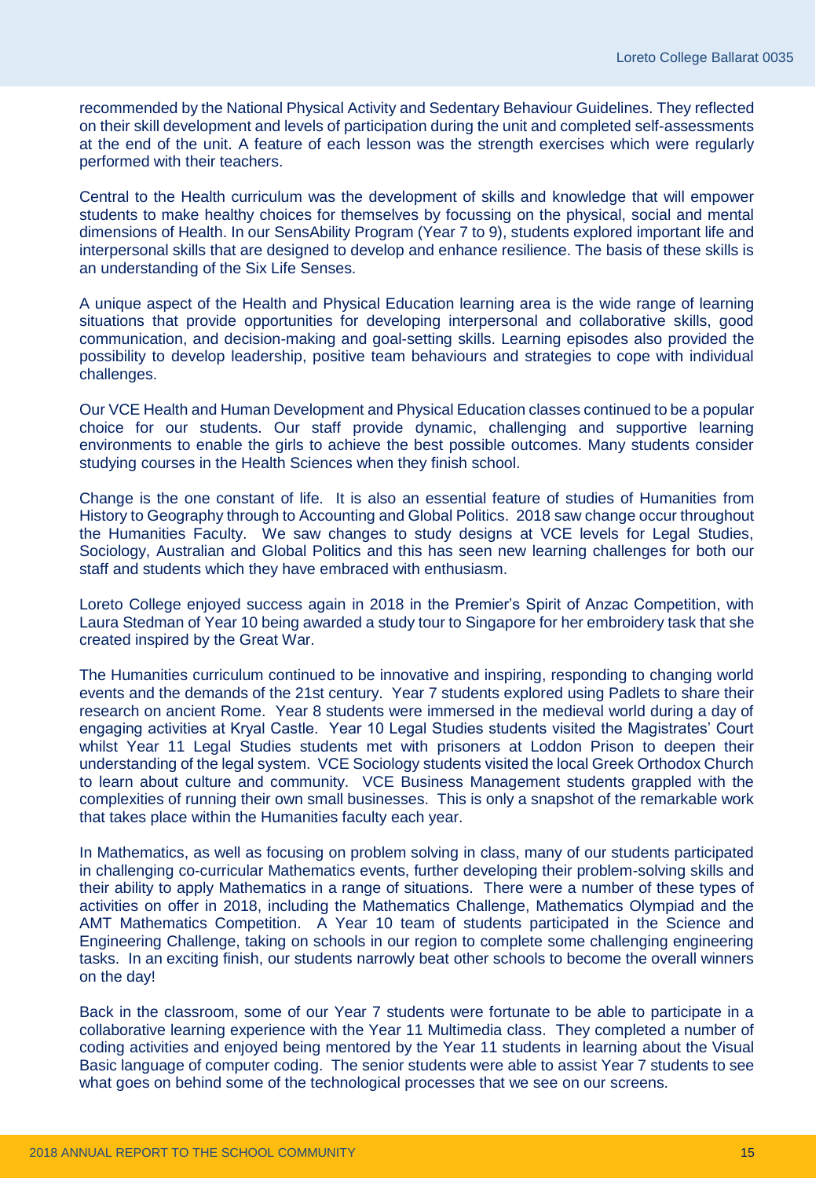recommended by the National Physical Activity and Sedentary Behaviour Guidelines. They reflected on their skill development and levels of participation during the unit and completed self-assessments at the end of the unit. A feature of each lesson was the strength exercises which were regularly performed with their teachers.

Central to the Health curriculum was the development of skills and knowledge that will empower students to make healthy choices for themselves by focussing on the physical, social and mental dimensions of Health. In our SensAbility Program (Year 7 to 9), students explored important life and interpersonal skills that are designed to develop and enhance resilience. The basis of these skills is an understanding of the Six Life Senses.

A unique aspect of the Health and Physical Education learning area is the wide range of learning situations that provide opportunities for developing interpersonal and collaborative skills, good communication, and decision-making and goal-setting skills. Learning episodes also provided the possibility to develop leadership, positive team behaviours and strategies to cope with individual challenges.

Our VCE Health and Human Development and Physical Education classes continued to be a popular choice for our students. Our staff provide dynamic, challenging and supportive learning environments to enable the girls to achieve the best possible outcomes. Many students consider studying courses in the Health Sciences when they finish school.

Change is the one constant of life. It is also an essential feature of studies of Humanities from History to Geography through to Accounting and Global Politics. 2018 saw change occur throughout the Humanities Faculty. We saw changes to study designs at VCE levels for Legal Studies, Sociology, Australian and Global Politics and this has seen new learning challenges for both our staff and students which they have embraced with enthusiasm.

Loreto College enjoyed success again in 2018 in the Premier's Spirit of Anzac Competition, with Laura Stedman of Year 10 being awarded a study tour to Singapore for her embroidery task that she created inspired by the Great War.

The Humanities curriculum continued to be innovative and inspiring, responding to changing world events and the demands of the 21st century. Year 7 students explored using Padlets to share their research on ancient Rome. Year 8 students were immersed in the medieval world during a day of engaging activities at Kryal Castle. Year 10 Legal Studies students visited the Magistrates' Court whilst Year 11 Legal Studies students met with prisoners at Loddon Prison to deepen their understanding of the legal system. VCE Sociology students visited the local Greek Orthodox Church to learn about culture and community. VCE Business Management students grappled with the complexities of running their own small businesses. This is only a snapshot of the remarkable work that takes place within the Humanities faculty each year.

In Mathematics, as well as focusing on problem solving in class, many of our students participated in challenging co-curricular Mathematics events, further developing their problem-solving skills and their ability to apply Mathematics in a range of situations. There were a number of these types of activities on offer in 2018, including the Mathematics Challenge, Mathematics Olympiad and the AMT Mathematics Competition. A Year 10 team of students participated in the Science and Engineering Challenge, taking on schools in our region to complete some challenging engineering tasks. In an exciting finish, our students narrowly beat other schools to become the overall winners on the day!

Back in the classroom, some of our Year 7 students were fortunate to be able to participate in a collaborative learning experience with the Year 11 Multimedia class. They completed a number of coding activities and enjoyed being mentored by the Year 11 students in learning about the Visual Basic language of computer coding. The senior students were able to assist Year 7 students to see what goes on behind some of the technological processes that we see on our screens.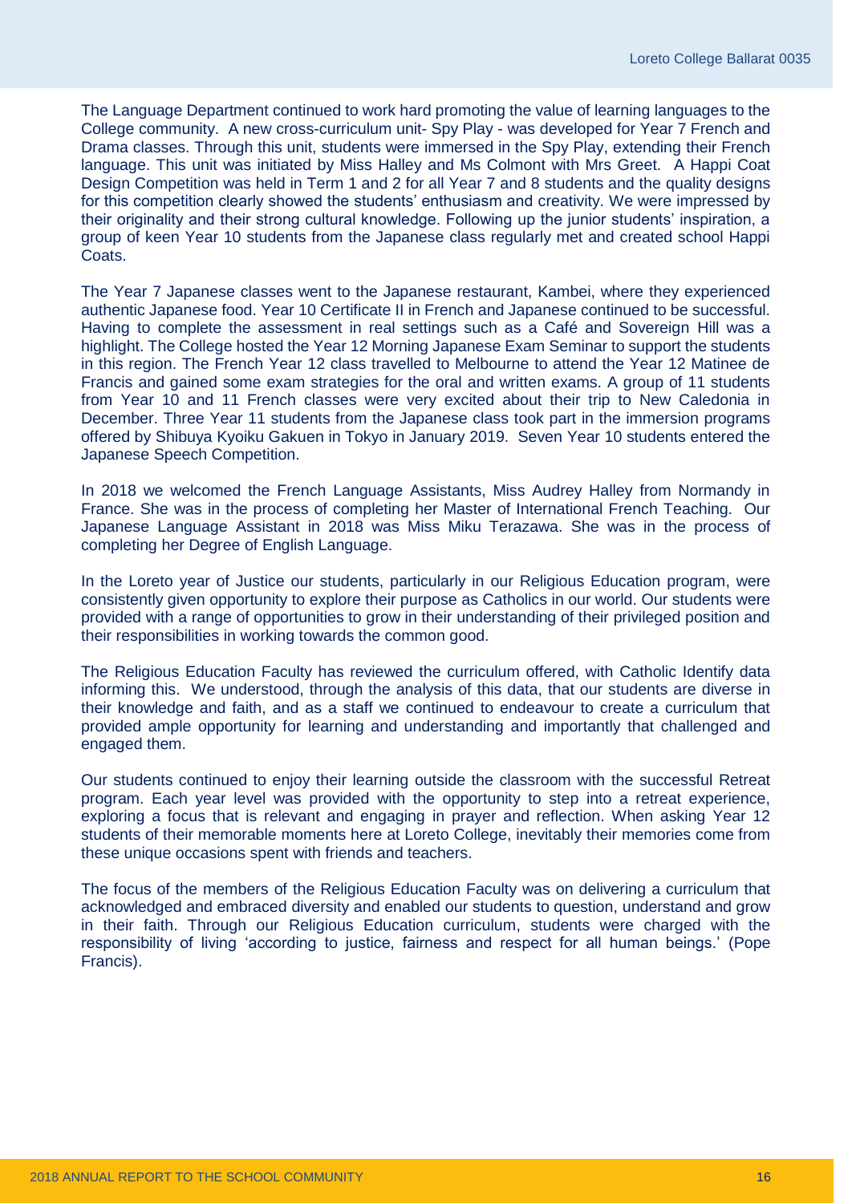The Language Department continued to work hard promoting the value of learning languages to the College community. A new cross-curriculum unit- Spy Play - was developed for Year 7 French and Drama classes. Through this unit, students were immersed in the Spy Play, extending their French language. This unit was initiated by Miss Halley and Ms Colmont with Mrs Greet. A Happi Coat Design Competition was held in Term 1 and 2 for all Year 7 and 8 students and the quality designs for this competition clearly showed the students' enthusiasm and creativity. We were impressed by their originality and their strong cultural knowledge. Following up the junior students' inspiration, a group of keen Year 10 students from the Japanese class regularly met and created school Happi Coats.

The Year 7 Japanese classes went to the Japanese restaurant, Kambei, where they experienced authentic Japanese food. Year 10 Certificate II in French and Japanese continued to be successful. Having to complete the assessment in real settings such as a Café and Sovereign Hill was a highlight. The College hosted the Year 12 Morning Japanese Exam Seminar to support the students in this region. The French Year 12 class travelled to Melbourne to attend the Year 12 Matinee de Francis and gained some exam strategies for the oral and written exams. A group of 11 students from Year 10 and 11 French classes were very excited about their trip to New Caledonia in December. Three Year 11 students from the Japanese class took part in the immersion programs offered by Shibuya Kyoiku Gakuen in Tokyo in January 2019. Seven Year 10 students entered the Japanese Speech Competition.

In 2018 we welcomed the French Language Assistants, Miss Audrey Halley from Normandy in France. She was in the process of completing her Master of International French Teaching. Our Japanese Language Assistant in 2018 was Miss Miku Terazawa. She was in the process of completing her Degree of English Language.

In the Loreto year of Justice our students, particularly in our Religious Education program, were consistently given opportunity to explore their purpose as Catholics in our world. Our students were provided with a range of opportunities to grow in their understanding of their privileged position and their responsibilities in working towards the common good.

The Religious Education Faculty has reviewed the curriculum offered, with Catholic Identify data informing this. We understood, through the analysis of this data, that our students are diverse in their knowledge and faith, and as a staff we continued to endeavour to create a curriculum that provided ample opportunity for learning and understanding and importantly that challenged and engaged them.

Our students continued to enjoy their learning outside the classroom with the successful Retreat program. Each year level was provided with the opportunity to step into a retreat experience, exploring a focus that is relevant and engaging in prayer and reflection. When asking Year 12 students of their memorable moments here at Loreto College, inevitably their memories come from these unique occasions spent with friends and teachers.

The focus of the members of the Religious Education Faculty was on delivering a curriculum that acknowledged and embraced diversity and enabled our students to question, understand and grow in their faith. Through our Religious Education curriculum, students were charged with the responsibility of living 'according to justice, fairness and respect for all human beings.' (Pope Francis).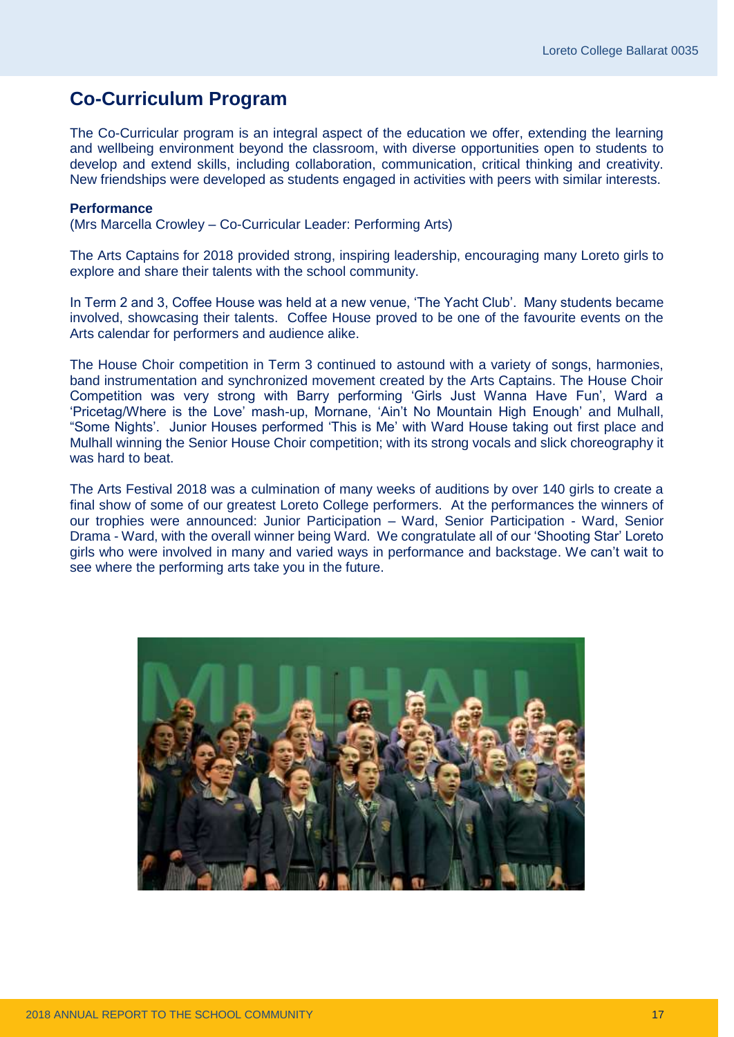## Co-Curriculum Program

The Co-Curricular program is an integral aspect of the education we offer, extending the learning and wellbeing environment beyond the classroom, with diverse opportunities open to students to develop and extend skills, including collaboration, communication, critical thinking and creativity. New friendships were developed as students engaged in activities with peers with similar interests.

**Performance**

(Mrs Marcella Crowley – Co-Curricular Leader: Performing Arts)

The Arts Captains for 2018 provided strong, inspiring leadership, encouraging many Loreto girls to explore and share their talents with the school community.

In Term 2 and 3, Coffee House was held at a new venue, 'The Yacht Club'. Many students became involved, showcasing their talents. Coffee House proved to be one of the favourite events on the Arts calendar for performers and audience alike.

The House Choir competition in Term 3 continued to astound with a variety of songs, harmonies, band instrumentation and synchronized movement created by the Arts Captains. The House Choir Competition was very strong with Barry performing 'Girls Just Wanna Have Fun', Ward a 'Pricetag/Where is the Love' mash-up, Mornane, 'Ain't No Mountain High Enough' and Mulhall, "Some Nights'. Junior Houses performed 'This is Me' with Ward House taking out first place and Mulhall winning the Senior House Choir competition; with its strong vocals and slick choreography it was hard to beat.

The Arts Festival 2018 was a culmination of many weeks of auditions by over 140 girls to create a final show of some of our greatest Loreto College performers. At the performances the winners of our trophies were announced: Junior Participation – Ward, Senior Participation - Ward, Senior Drama - Ward, with the overall winner being Ward. We congratulate all of our 'Shooting Star' Loreto girls who were involved in many and varied ways in performance and backstage. We can't wait to see where the performing arts take you in the future.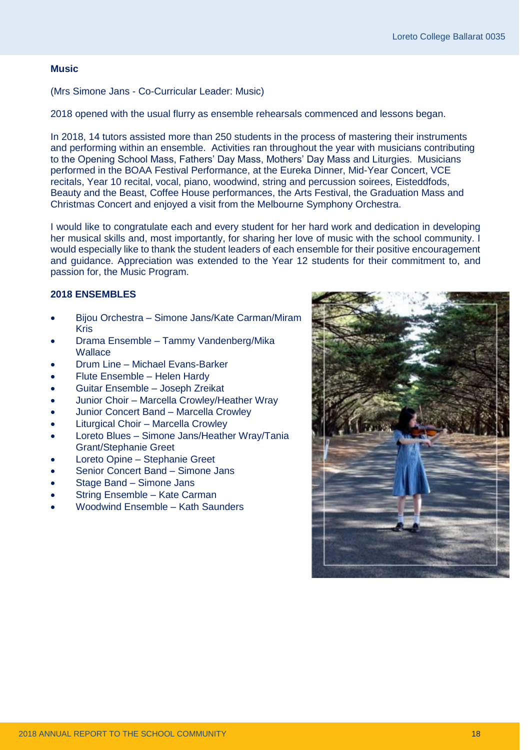**Music**

(Mrs Simone Jans - Co-Curricular Leader: Music)

2018 opened with the usual flurry as ensemble rehearsals commenced and lessons began.

In 2018, 14 tutors assisted more than 250 students in the process of mastering their instruments and performing within an ensemble. Activities ran throughout the year with musicians contributing to the Opening School Mass, Fathers' Day Mass, Mothers' Day Mass and Liturgies. Musicians performed in the BOAA Festival Performance, at the Eureka Dinner, Mid-Year Concert, VCE recitals, Year 10 recital, vocal, piano, woodwind, string and percussion soirees, Eisteddfods, Beauty and the Beast, Coffee House performances, the Arts Festival, the Graduation Mass and Christmas Concert and enjoyed a visit from the Melbourne Symphony Orchestra.

I would like to congratulate each and every student for her hard work and dedication in developing her musical skills and, most importantly, for sharing her love of music with the school community. I would especially like to thank the student leaders of each ensemble for their positive encouragement and guidance. Appreciation was extended to the Year 12 students for their commitment to, and passion for, the Music Program.

**2018 ENSEMBLES**

- Bijou Orchestra – Simone Jans/Kate Carman/Miram Kris
- Drama Ensemble – Tammy Vandenberg/Mika Wallace
- Drum Line – Michael Evans-Barker
- Flute Ensemble – Helen Hardy
- Guitar Ensemble – Joseph Zreikat
- Junior Choir – Marcella Crowley/Heather Wray
- Junior Concert Band – Marcella Crowley
- Liturgical Choir – Marcella Crowley
- Loreto Blues – Simone Jans/Heather Wray/Tania Grant/Stephanie Greet
- Loreto Opine – Stephanie Greet
- Senior Concert Band – Simone Jans
- Stage Band – Simone Jans
- String Ensemble – Kate Carman
- Woodwind Ensemble – Kath Saunders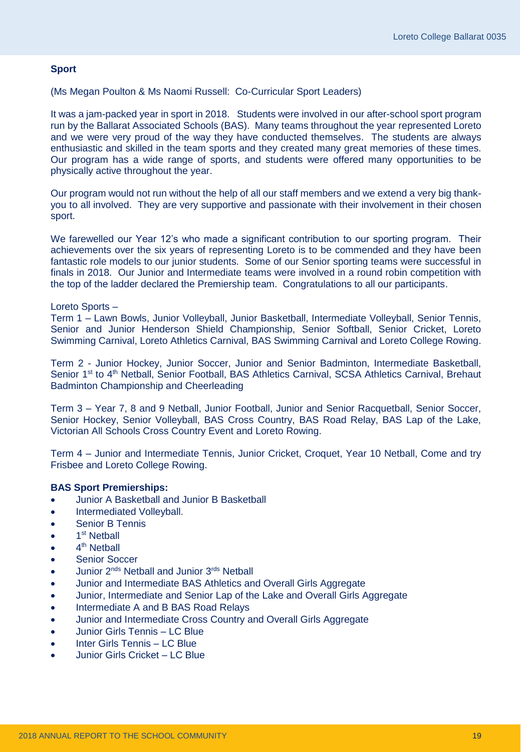**Sport**

(Ms Megan Poulton & Ms Naomi Russell: Co-Curricular Sport Leaders)

It was a jam-packed year in sport in 2018. Students were involved in our after-school sport program run by the Ballarat Associated Schools (BAS). Many teams throughout the year represented Loreto and we were very proud of the way they have conducted themselves. The students are always enthusiastic and skilled in the team sports and they created many great memories of these times. Our program has a wide range of sports, and students were offered many opportunities to be physically active throughout the year.

Our program would not run without the help of all our staff members and we extend a very big thank-you to all involved. They are very supportive and passionate with their involvement in their chosen sport.

We farewelled our Year 12's who made a significant contribution to our sporting program. Their achievements over the six years of representing Loreto is to be commended and they have been fantastic role models to our junior students. Some of our Senior sporting teams were successful in finals in 2018. Our Junior and Intermediate teams were involved in a round robin competition with the top of the ladder declared the Premiership team. Congratulations to all our participants.

Loreto Sports –
Term 1 – Lawn Bowls, Junior Volleyball, Junior Basketball, Intermediate Volleyball, Senior Tennis, Senior and Junior Henderson Shield Championship, Senior Softball, Senior Cricket, Loreto Swimming Carnival, Loreto Athletics Carnival, BAS Swimming Carnival and Loreto College Rowing.

Term 2 - Junior Hockey, Junior Soccer, Junior and Senior Badminton, Intermediate Basketball, Senior 1st to 4th Netball, Senior Football, BAS Athletics Carnival, SCSA Athletics Carnival, Brehaut Badminton Championship and Cheerleading

Term 3 – Year 7, 8 and 9 Netball, Junior Football, Junior and Senior Racquetball, Senior Soccer, Senior Hockey, Senior Volleyball, BAS Cross Country, BAS Road Relay, BAS Lap of the Lake, Victorian All Schools Cross Country Event and Loreto Rowing.

Term 4 – Junior and Intermediate Tennis, Junior Cricket, Croquet, Year 10 Netball, Come and try Frisbee and Loreto College Rowing.

**BAS Sport Premierships:**

- Junior A Basketball and Junior B Basketball
- Intermediated Volleyball.
- Senior B Tennis
- 1st Netball
- 4th Netball
- Senior Soccer
- Junior 2nds Netball and Junior 3rds Netball
- Junior and Intermediate BAS Athletics and Overall Girls Aggregate
- Junior, Intermediate and Senior Lap of the Lake and Overall Girls Aggregate
- Intermediate A and B BAS Road Relays
- Junior and Intermediate Cross Country and Overall Girls Aggregate
- Junior Girls Tennis – LC Blue
- Inter Girls Tennis – LC Blue
- Junior Girls Cricket – LC Blue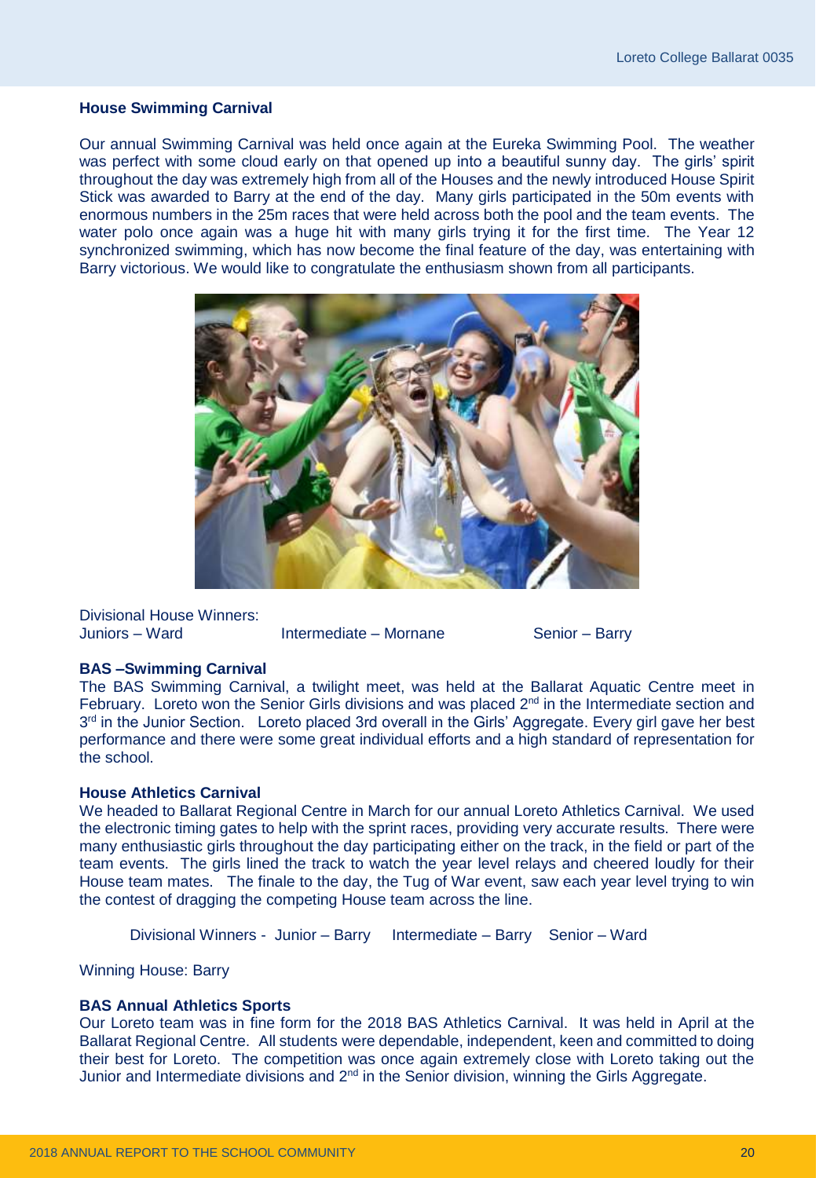### House Swimming Carnival

Our annual Swimming Carnival was held once again at the Eureka Swimming Pool. The weather was perfect with some cloud early on that opened up into a beautiful sunny day. The girls' spirit throughout the day was extremely high from all of the Houses and the newly introduced House Spirit Stick was awarded to Barry at the end of the day. Many girls participated in the 50m events with enormous numbers in the 25m races that were held across both the pool and the team events. The water polo once again was a huge hit with many girls trying it for the first time. The Year 12 synchronized swimming, which has now become the final feature of the day, was entertaining with Barry victorious. We would like to congratulate the enthusiasm shown from all participants.

Divisional House Winners:
Juniors – Ward    Intermediate – Mornane    Senior – Barry

### BAS –Swimming Carnival

The BAS Swimming Carnival, a twilight meet, was held at the Ballarat Aquatic Centre meet in February. Loreto won the Senior Girls divisions and was placed 2nd in the Intermediate section and 3rd in the Junior Section. Loreto placed 3rd overall in the Girls' Aggregate. Every girl gave her best performance and there were some great individual efforts and a high standard of representation for the school.

### House Athletics Carnival

We headed to Ballarat Regional Centre in March for our annual Loreto Athletics Carnival. We used the electronic timing gates to help with the sprint races, providing very accurate results. There were many enthusiastic girls throughout the day participating either on the track, in the field or part of the team events. The girls lined the track to watch the year level relays and cheered loudly for their House team mates. The finale to the day, the Tug of War event, saw each year level trying to win the contest of dragging the competing House team across the line.

Divisional Winners - Junior – Barry    Intermediate – Barry    Senior – Ward

Winning House: Barry

### BAS Annual Athletics Sports

Our Loreto team was in fine form for the 2018 BAS Athletics Carnival. It was held in April at the Ballarat Regional Centre. All students were dependable, independent, keen and committed to doing their best for Loreto. The competition was once again extremely close with Loreto taking out the Junior and Intermediate divisions and 2nd in the Senior division, winning the Girls Aggregate.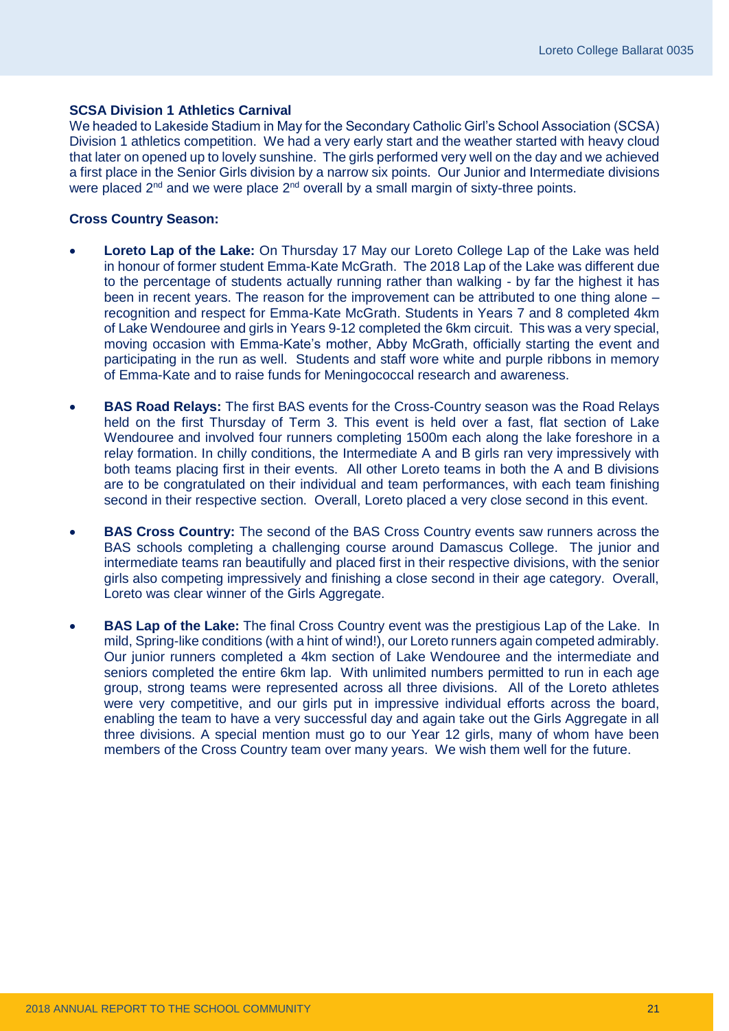**SCSA Division 1 Athletics Carnival**

We headed to Lakeside Stadium in May for the Secondary Catholic Girl's School Association (SCSA) Division 1 athletics competition. We had a very early start and the weather started with heavy cloud that later on opened up to lovely sunshine. The girls performed very well on the day and we achieved a first place in the Senior Girls division by a narrow six points. Our Junior and Intermediate divisions were placed 2nd and we were place 2nd overall by a small margin of sixty-three points.

**Cross Country Season:**

- **Loreto Lap of the Lake:** On Thursday 17 May our Loreto College Lap of the Lake was held in honour of former student Emma-Kate McGrath. The 2018 Lap of the Lake was different due to the percentage of students actually running rather than walking - by far the highest it has been in recent years. The reason for the improvement can be attributed to one thing alone – recognition and respect for Emma-Kate McGrath. Students in Years 7 and 8 completed 4km of Lake Wendouree and girls in Years 9-12 completed the 6km circuit. This was a very special, moving occasion with Emma-Kate's mother, Abby McGrath, officially starting the event and participating in the run as well. Students and staff wore white and purple ribbons in memory of Emma-Kate and to raise funds for Meningococcal research and awareness.

- **BAS Road Relays:** The first BAS events for the Cross-Country season was the Road Relays held on the first Thursday of Term 3. This event is held over a fast, flat section of Lake Wendouree and involved four runners completing 1500m each along the lake foreshore in a relay formation. In chilly conditions, the Intermediate A and B girls ran very impressively with both teams placing first in their events. All other Loreto teams in both the A and B divisions are to be congratulated on their individual and team performances, with each team finishing second in their respective section. Overall, Loreto placed a very close second in this event.

- **BAS Cross Country:** The second of the BAS Cross Country events saw runners across the BAS schools completing a challenging course around Damascus College. The junior and intermediate teams ran beautifully and placed first in their respective divisions, with the senior girls also competing impressively and finishing a close second in their age category. Overall, Loreto was clear winner of the Girls Aggregate.

- **BAS Lap of the Lake:** The final Cross Country event was the prestigious Lap of the Lake. In mild, Spring-like conditions (with a hint of wind!), our Loreto runners again competed admirably. Our junior runners completed a 4km section of Lake Wendouree and the intermediate and seniors completed the entire 6km lap. With unlimited numbers permitted to run in each age group, strong teams were represented across all three divisions. All of the Loreto athletes were very competitive, and our girls put in impressive individual efforts across the board, enabling the team to have a very successful day and again take out the Girls Aggregate in all three divisions. A special mention must go to our Year 12 girls, many of whom have been members of the Cross Country team over many years. We wish them well for the future.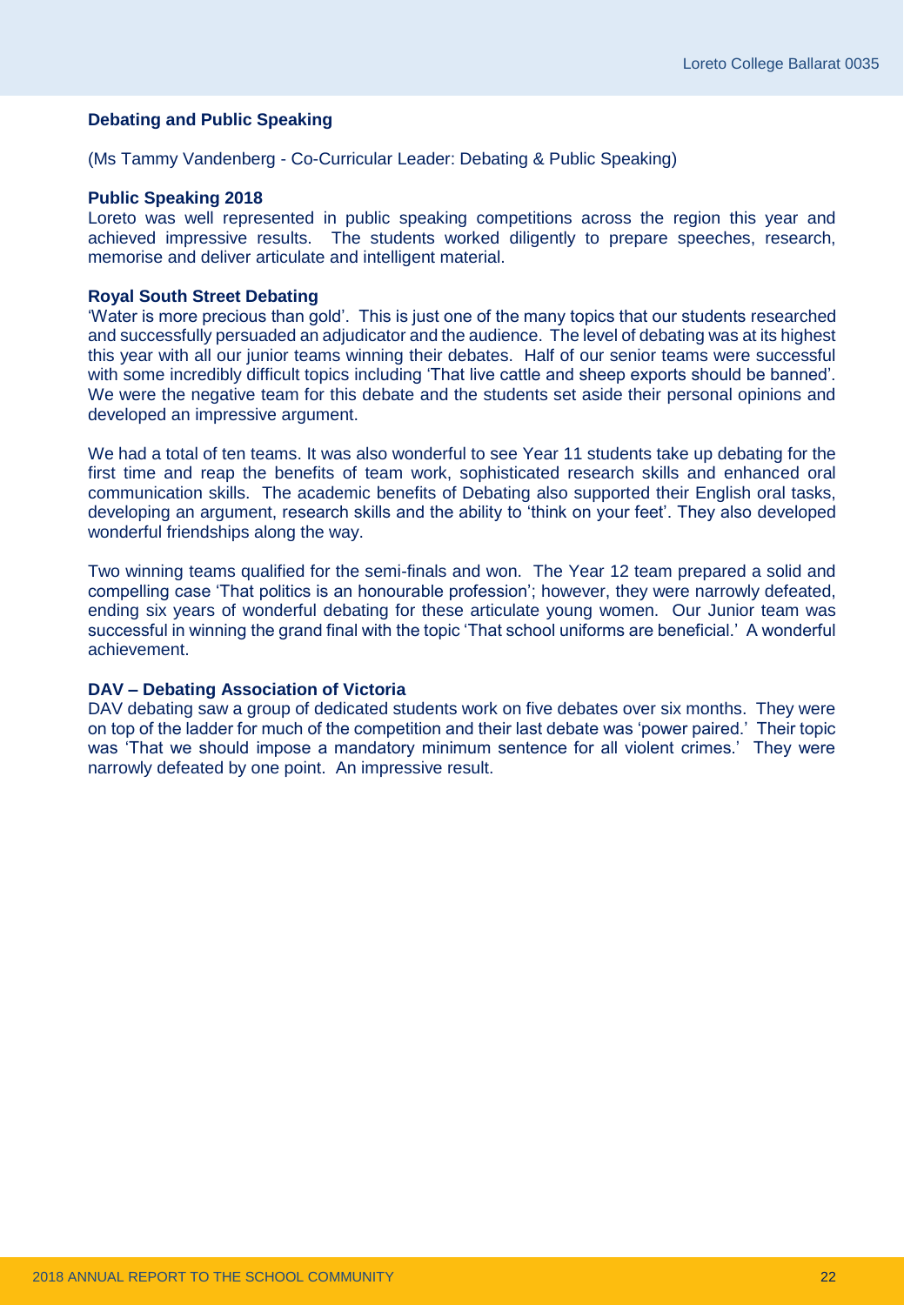## Debating and Public Speaking

(Ms Tammy Vandenberg - Co-Curricular Leader: Debating & Public Speaking)

### Public Speaking 2018

Loreto was well represented in public speaking competitions across the region this year and achieved impressive results. The students worked diligently to prepare speeches, research, memorise and deliver articulate and intelligent material.

### Royal South Street Debating

'Water is more precious than gold'. This is just one of the many topics that our students researched and successfully persuaded an adjudicator and the audience. The level of debating was at its highest this year with all our junior teams winning their debates. Half of our senior teams were successful with some incredibly difficult topics including 'That live cattle and sheep exports should be banned'. We were the negative team for this debate and the students set aside their personal opinions and developed an impressive argument.

We had a total of ten teams. It was also wonderful to see Year 11 students take up debating for the first time and reap the benefits of team work, sophisticated research skills and enhanced oral communication skills. The academic benefits of Debating also supported their English oral tasks, developing an argument, research skills and the ability to 'think on your feet'. They also developed wonderful friendships along the way.

Two winning teams qualified for the semi-finals and won. The Year 12 team prepared a solid and compelling case 'That politics is an honourable profession'; however, they were narrowly defeated, ending six years of wonderful debating for these articulate young women. Our Junior team was successful in winning the grand final with the topic 'That school uniforms are beneficial.' A wonderful achievement.

### DAV – Debating Association of Victoria

DAV debating saw a group of dedicated students work on five debates over six months. They were on top of the ladder for much of the competition and their last debate was 'power paired.' Their topic was 'That we should impose a mandatory minimum sentence for all violent crimes.' They were narrowly defeated by one point. An impressive result.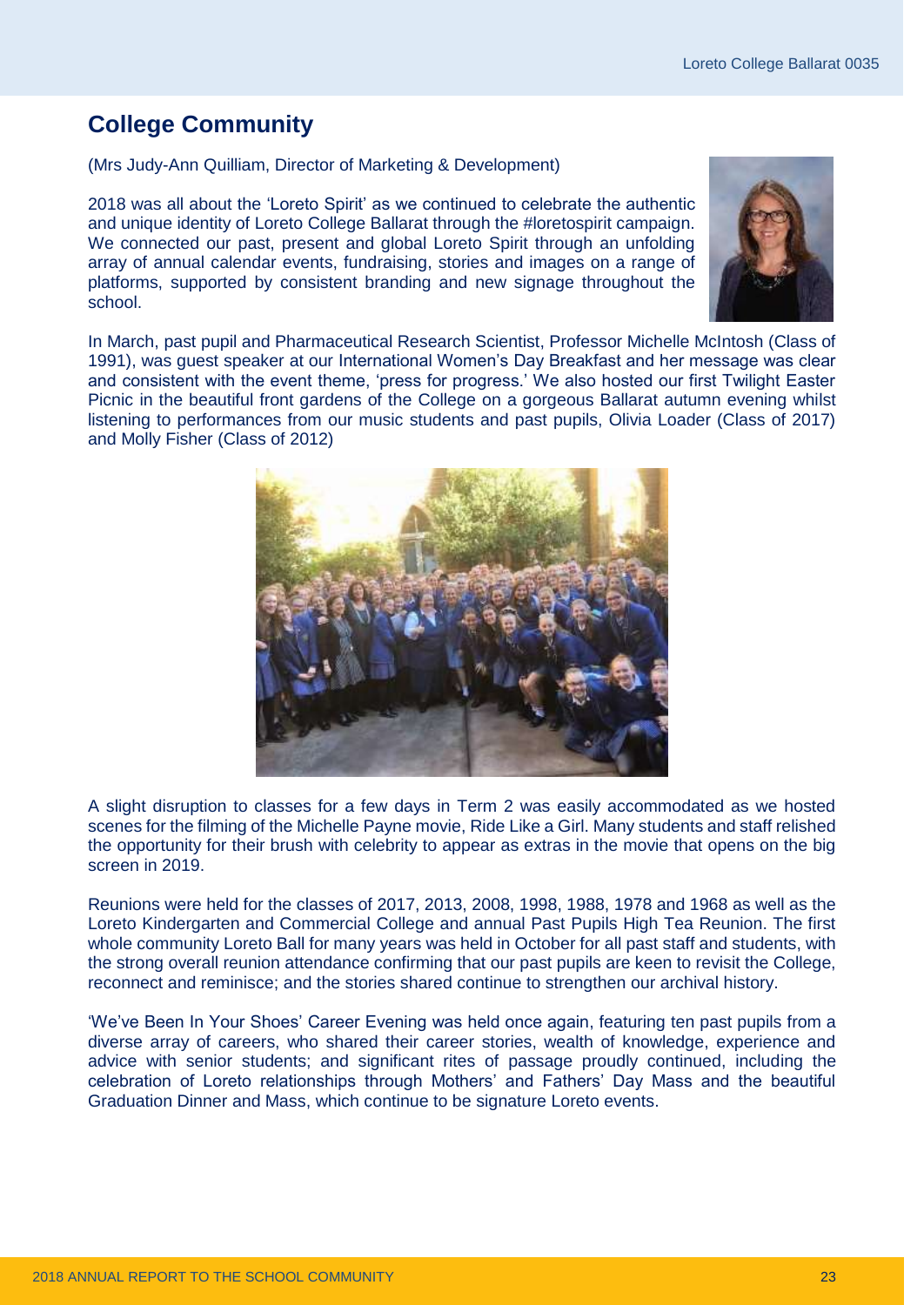## College Community

(Mrs Judy-Ann Quilliam, Director of Marketing & Development)

2018 was all about the 'Loreto Spirit' as we continued to celebrate the authentic and unique identity of Loreto College Ballarat through the #loretospirit campaign. We connected our past, present and global Loreto Spirit through an unfolding array of annual calendar events, fundraising, stories and images on a range of platforms, supported by consistent branding and new signage throughout the school.

In March, past pupil and Pharmaceutical Research Scientist, Professor Michelle McIntosh (Class of 1991), was guest speaker at our International Women's Day Breakfast and her message was clear and consistent with the event theme, 'press for progress.' We also hosted our first Twilight Easter Picnic in the beautiful front gardens of the College on a gorgeous Ballarat autumn evening whilst listening to performances from our music students and past pupils, Olivia Loader (Class of 2017) and Molly Fisher (Class of 2012)

A slight disruption to classes for a few days in Term 2 was easily accommodated as we hosted scenes for the filming of the Michelle Payne movie, Ride Like a Girl. Many students and staff relished the opportunity for their brush with celebrity to appear as extras in the movie that opens on the big screen in 2019.

Reunions were held for the classes of 2017, 2013, 2008, 1998, 1988, 1978 and 1968 as well as the Loreto Kindergarten and Commercial College and annual Past Pupils High Tea Reunion. The first whole community Loreto Ball for many years was held in October for all past staff and students, with the strong overall reunion attendance confirming that our past pupils are keen to revisit the College, reconnect and reminisce; and the stories shared continue to strengthen our archival history.

'We've Been In Your Shoes' Career Evening was held once again, featuring ten past pupils from a diverse array of careers, who shared their career stories, wealth of knowledge, experience and advice with senior students; and significant rites of passage proudly continued, including the celebration of Loreto relationships through Mothers' and Fathers' Day Mass and the beautiful Graduation Dinner and Mass, which continue to be signature Loreto events.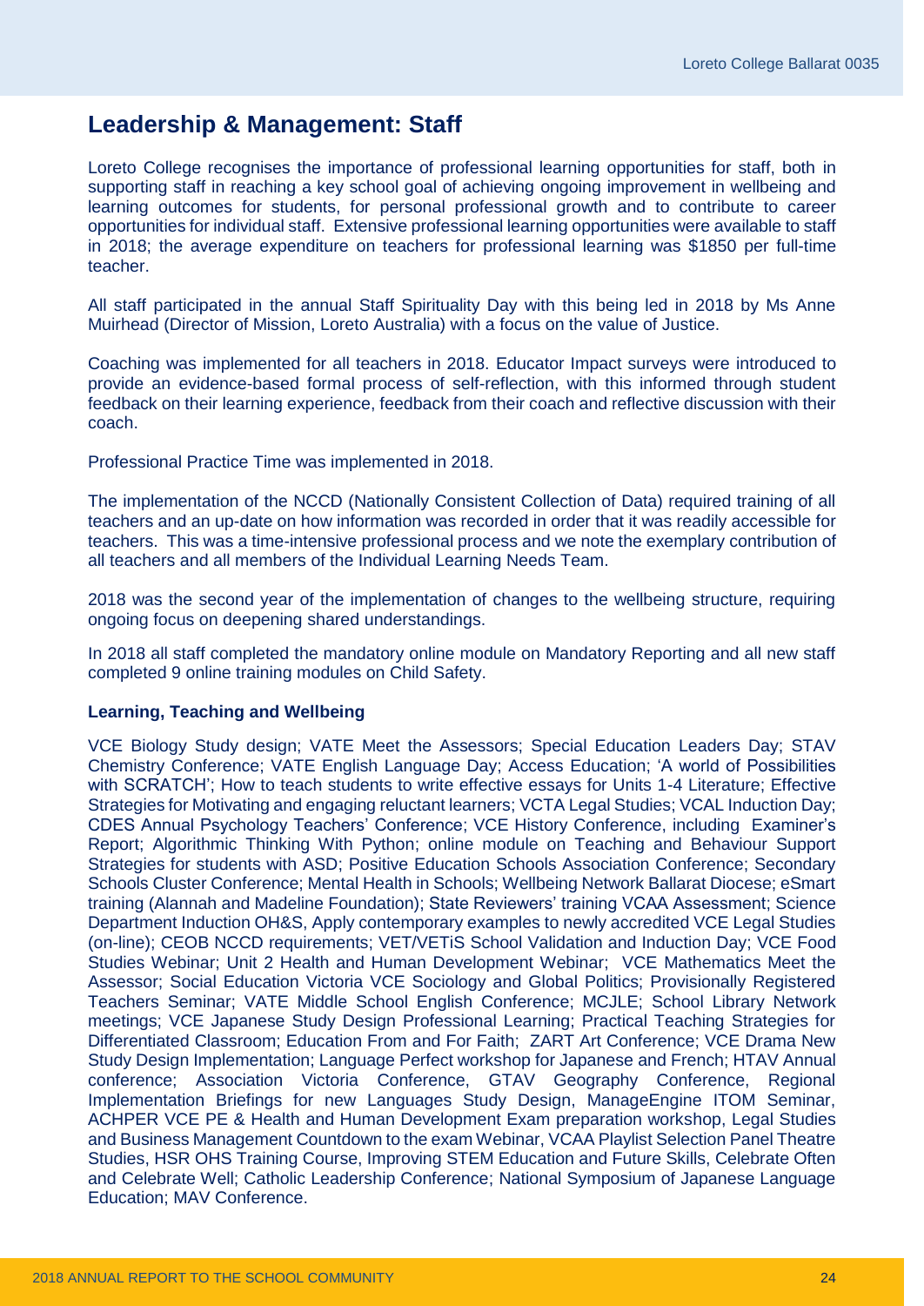## Leadership & Management: Staff

Loreto College recognises the importance of professional learning opportunities for staff, both in supporting staff in reaching a key school goal of achieving ongoing improvement in wellbeing and learning outcomes for students, for personal professional growth and to contribute to career opportunities for individual staff. Extensive professional learning opportunities were available to staff in 2018; the average expenditure on teachers for professional learning was $1850 per full-time teacher.

All staff participated in the annual Staff Spirituality Day with this being led in 2018 by Ms Anne Muirhead (Director of Mission, Loreto Australia) with a focus on the value of Justice.

Coaching was implemented for all teachers in 2018. Educator Impact surveys were introduced to provide an evidence-based formal process of self-reflection, with this informed through student feedback on their learning experience, feedback from their coach and reflective discussion with their coach.

Professional Practice Time was implemented in 2018.

The implementation of the NCCD (Nationally Consistent Collection of Data) required training of all teachers and an up-date on how information was recorded in order that it was readily accessible for teachers. This was a time-intensive professional process and we note the exemplary contribution of all teachers and all members of the Individual Learning Needs Team.

2018 was the second year of the implementation of changes to the wellbeing structure, requiring ongoing focus on deepening shared understandings.

In 2018 all staff completed the mandatory online module on Mandatory Reporting and all new staff completed 9 online training modules on Child Safety.

**Learning, Teaching and Wellbeing**

VCE Biology Study design; VATE Meet the Assessors; Special Education Leaders Day; STAV Chemistry Conference; VATE English Language Day; Access Education; 'A world of Possibilities with SCRATCH'; How to teach students to write effective essays for Units 1-4 Literature; Effective Strategies for Motivating and engaging reluctant learners; VCTA Legal Studies; VCAL Induction Day; CDES Annual Psychology Teachers' Conference; VCE History Conference, including Examiner's Report; Algorithmic Thinking With Python; online module on Teaching and Behaviour Support Strategies for students with ASD; Positive Education Schools Association Conference; Secondary Schools Cluster Conference; Mental Health in Schools; Wellbeing Network Ballarat Diocese; eSmart training (Alannah and Madeline Foundation); State Reviewers' training VCAA Assessment; Science Department Induction OH&S, Apply contemporary examples to newly accredited VCE Legal Studies (on-line); CEOB NCCD requirements; VET/VETiS School Validation and Induction Day; VCE Food Studies Webinar; Unit 2 Health and Human Development Webinar; VCE Mathematics Meet the Assessor; Social Education Victoria VCE Sociology and Global Politics; Provisionally Registered Teachers Seminar; VATE Middle School English Conference; MCJLE; School Library Network meetings; VCE Japanese Study Design Professional Learning; Practical Teaching Strategies for Differentiated Classroom; Education From and For Faith; ZART Art Conference; VCE Drama New Study Design Implementation; Language Perfect workshop for Japanese and French; HTAV Annual conference; Association Victoria Conference, GTAV Geography Conference, Regional Implementation Briefings for new Languages Study Design, ManageEngine ITOM Seminar, ACHPER VCE PE & Health and Human Development Exam preparation workshop, Legal Studies and Business Management Countdown to the exam Webinar, VCAA Playlist Selection Panel Theatre Studies, HSR OHS Training Course, Improving STEM Education and Future Skills, Celebrate Often and Celebrate Well; Catholic Leadership Conference; National Symposium of Japanese Language Education; MAV Conference.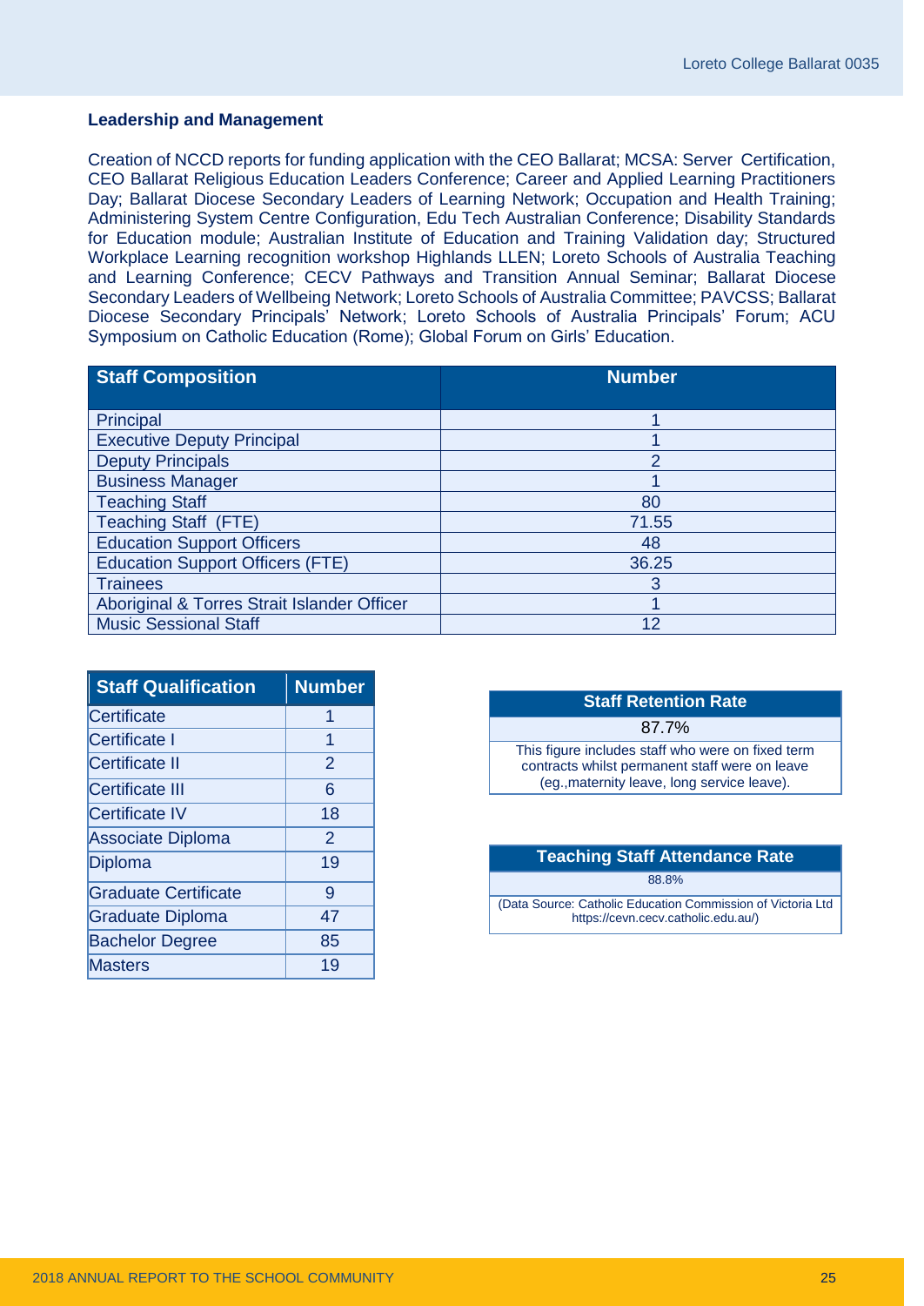### Leadership and Management

Creation of NCCD reports for funding application with the CEO Ballarat; MCSA: Server Certification, CEO Ballarat Religious Education Leaders Conference; Career and Applied Learning Practitioners Day; Ballarat Diocese Secondary Leaders of Learning Network; Occupation and Health Training; Administering System Centre Configuration, Edu Tech Australian Conference; Disability Standards for Education module; Australian Institute of Education and Training Validation day; Structured Workplace Learning recognition workshop Highlands LLEN; Loreto Schools of Australia Teaching and Learning Conference; CECV Pathways and Transition Annual Seminar; Ballarat Diocese Secondary Leaders of Wellbeing Network; Loreto Schools of Australia Committee; PAVCSS; Ballarat Diocese Secondary Principals' Network; Loreto Schools of Australia Principals' Forum; ACU Symposium on Catholic Education (Rome); Global Forum on Girls' Education.

| Staff Composition | Number |
|---|---|
| Principal | 1 |
| Executive Deputy Principal | 1 |
| Deputy Principals | 2 |
| Business Manager | 1 |
| Teaching Staff | 80 |
| Teaching Staff (FTE) | 71.55 |
| Education Support Officers | 48 |
| Education Support Officers (FTE) | 36.25 |
| Trainees | 3 |
| Aboriginal & Torres Strait Islander Officer | 1 |
| Music Sessional Staff | 12 |

| Staff Qualification | Number |
|---|---|
| Certificate | 1 |
| Certificate I | 1 |
| Certificate II | 2 |
| Certificate III | 6 |
| Certificate IV | 18 |
| Associate Diploma | 2 |
| Diploma | 19 |
| Graduate Certificate | 9 |
| Graduate Diploma | 47 |
| Bachelor Degree | 85 |
| Masters | 19 |

| Staff Retention Rate |
|---|
| 87.7% |
| This figure includes staff who were on fixed term contracts whilst permanent staff were on leave (eg.,maternity leave, long service leave). |

| Teaching Staff Attendance Rate |
|---|
| 88.8% |
| (Data Source: Catholic Education Commission of Victoria Ltd https://cevn.cecv.catholic.edu.au/) |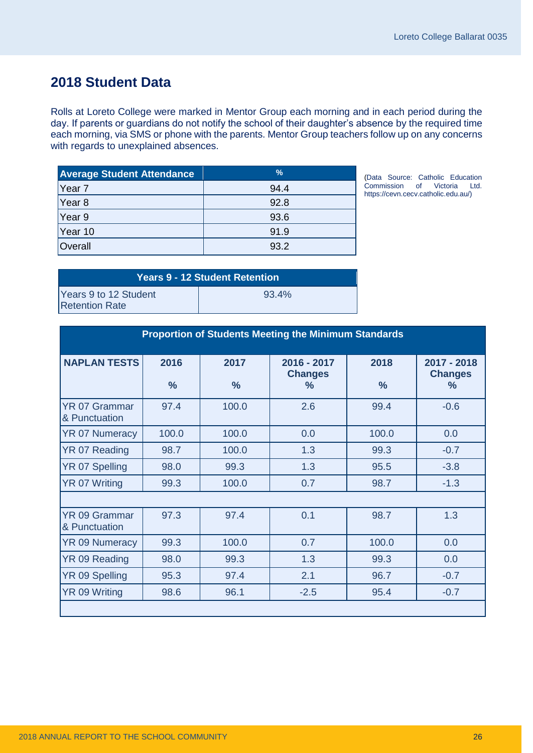## 2018 Student Data

Rolls at Loreto College were marked in Mentor Group each morning and in each period during the day. If parents or guardians do not notify the school of their daughter's absence by the required time each morning, via SMS or phone with the parents. Mentor Group teachers follow up on any concerns with regards to unexplained absences.

| Average Student Attendance | % |
|---|---|
| Year 7 | 94.4 |
| Year 8 | 92.8 |
| Year 9 | 93.6 |
| Year 10 | 91.9 |
| Overall | 93.2 |

(Data Source: Catholic Education Commission of Victoria Ltd. https://cevn.cecv.catholic.edu.au/)

| Years 9 - 12 Student Retention | |
|---|---|
| Years 9 to 12 Student Retention Rate | 93.4% |

**Proportion of Students Meeting the Minimum Standards**

| NAPLAN TESTS | 2016 % | 2017 % | 2016 - 2017 Changes % | 2018 % | 2017 - 2018 Changes % |
|---|---|---|---|---|---|
| YR 07 Grammar & Punctuation | 97.4 | 100.0 | 2.6 | 99.4 | -0.6 |
| YR 07 Numeracy | 100.0 | 100.0 | 0.0 | 100.0 | 0.0 |
| YR 07 Reading | 98.7 | 100.0 | 1.3 | 99.3 | -0.7 |
| YR 07 Spelling | 98.0 | 99.3 | 1.3 | 95.5 | -3.8 |
| YR 07 Writing | 99.3 | 100.0 | 0.7 | 98.7 | -1.3 |
| | | | | | |
| YR 09 Grammar & Punctuation | 97.3 | 97.4 | 0.1 | 98.7 | 1.3 |
| YR 09 Numeracy | 99.3 | 100.0 | 0.7 | 100.0 | 0.0 |
| YR 09 Reading | 98.0 | 99.3 | 1.3 | 99.3 | 0.0 |
| YR 09 Spelling | 95.3 | 97.4 | 2.1 | 96.7 | -0.7 |
| YR 09 Writing | 98.6 | 96.1 | -2.5 | 95.4 | -0.7 |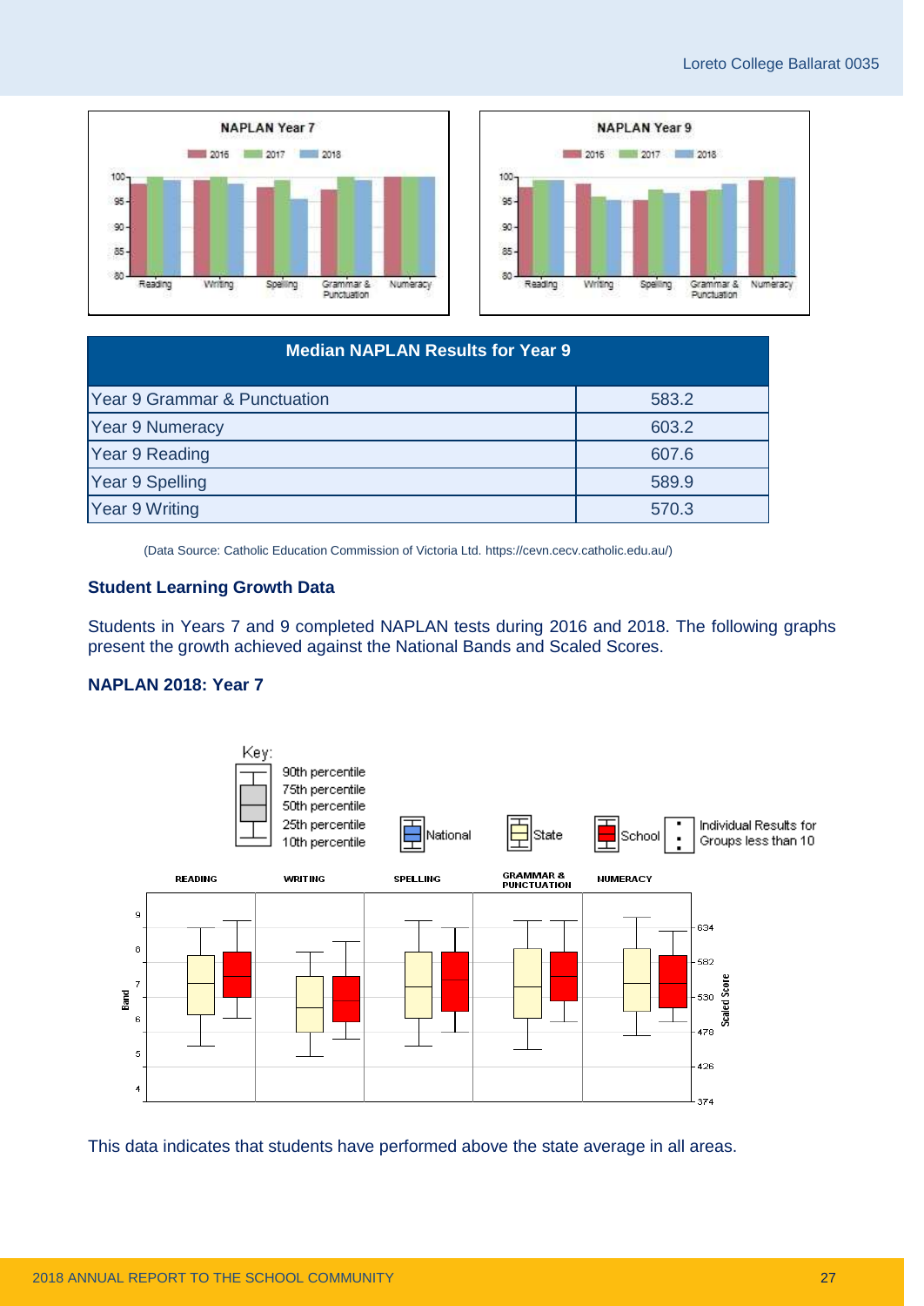| Median NAPLAN Results for Year 9 | |
|---|---|
| Year 9 Grammar & Punctuation | 583.2 |
| Year 9 Numeracy | 603.2 |
| Year 9 Reading | 607.6 |
| Year 9 Spelling | 589.9 |
| Year 9 Writing | 570.3 |

(Data Source: Catholic Education Commission of Victoria Ltd. https://cevn.cecv.catholic.edu.au/)

### Student Learning Growth Data

Students in Years 7 and 9 completed NAPLAN tests during 2016 and 2018. The following graphs present the growth achieved against the National Bands and Scaled Scores.

### NAPLAN 2018: Year 7

This data indicates that students have performed above the state average in all areas.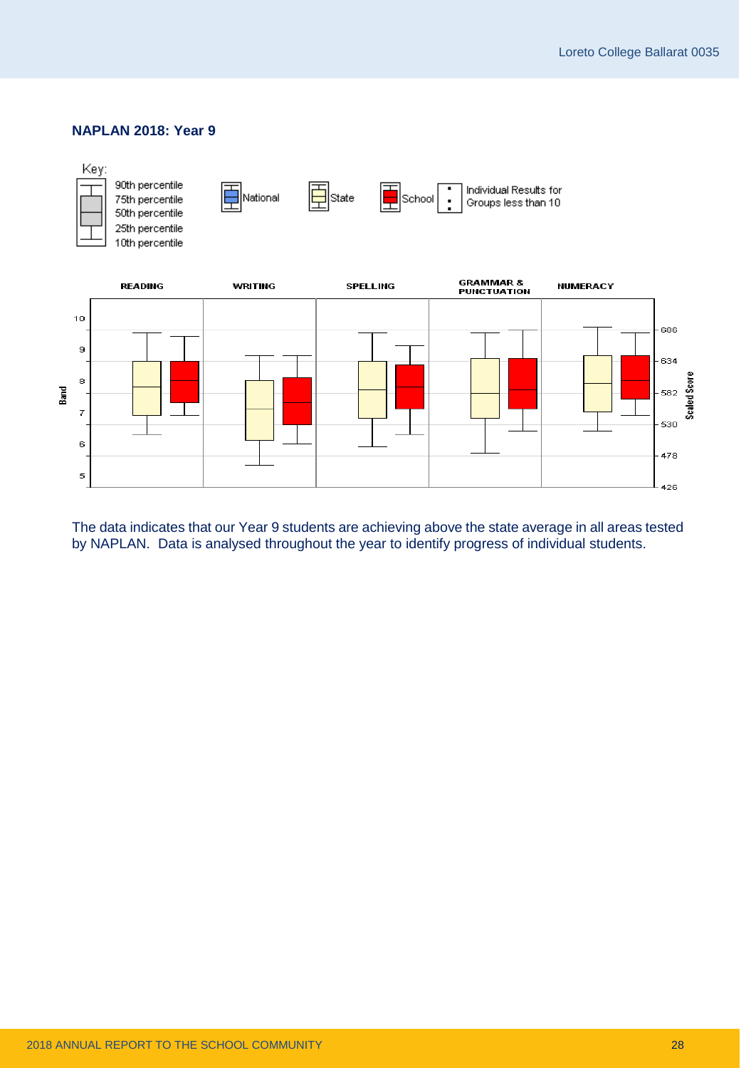## NAPLAN 2018: Year 9

Key:

- 90th percentile
- 75th percentile
- 50th percentile
- 25th percentile
- 10th percentile

National | State | School | Individual Results for Groups less than 10

READING | WRITING | SPELLING | GRAMMAR & PUNCTUATION | NUMERACY

Band: 10, 9, 8, 7, 6, 5

Scaled Score: 686, 634, 582, 530, 478, 426

The data indicates that our Year 9 students are achieving above the state average in all areas tested by NAPLAN. Data is analysed throughout the year to identify progress of individual students.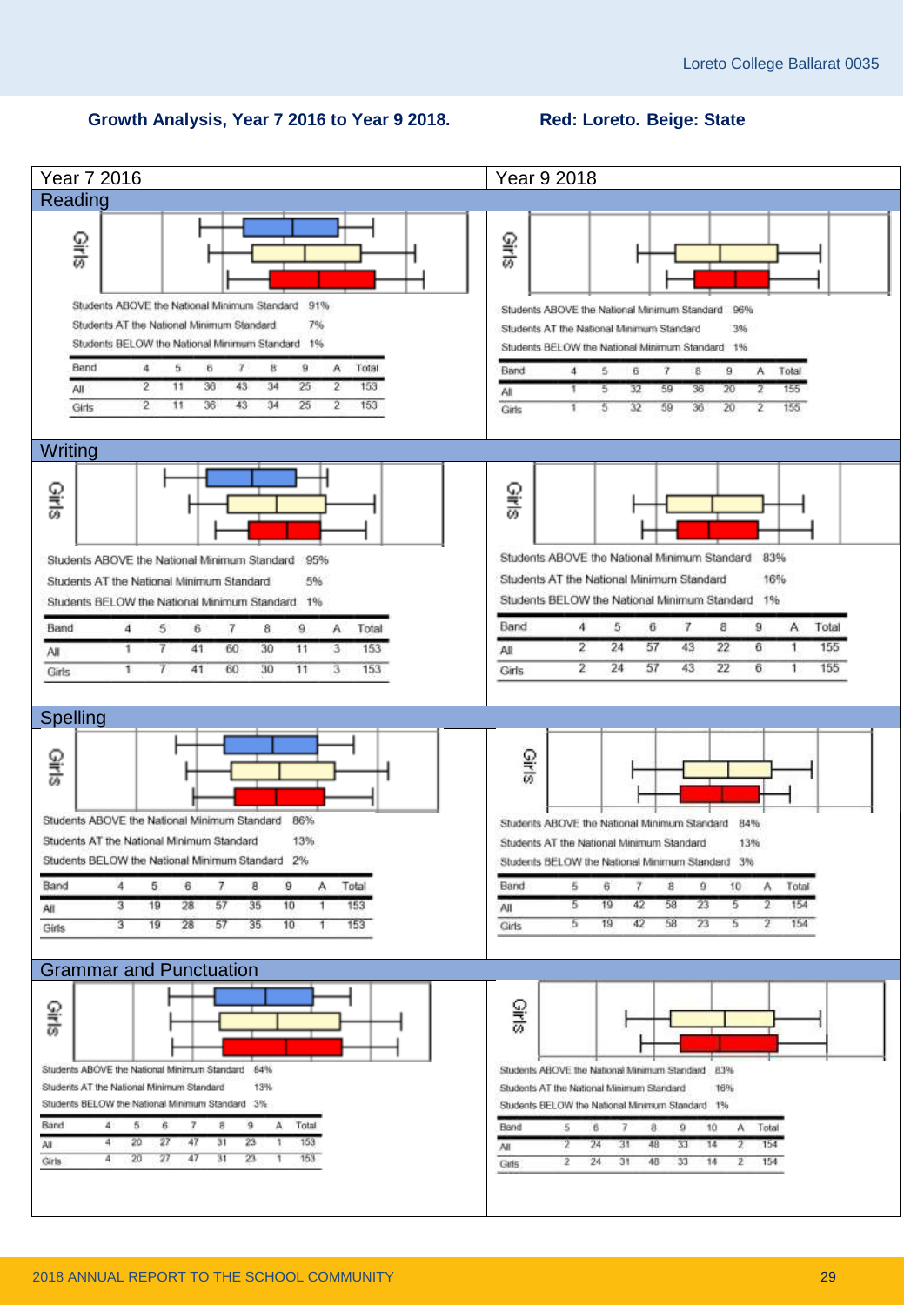## Growth Analysis, Year 7 2016 to Year 9 2018.

**Red: Loreto. Beige: State**

### Reading

**Year 7 2016**

Students ABOVE the National Minimum Standard 91%

Students AT the National Minimum Standard 7%

Students BELOW the National Minimum Standard 1%

| Band | 4 | 5 | 6 | 7 | 8 | 9 | A | Total |
|---|---|---|---|---|---|---|---|---|
| All | 2 | 11 | 36 | 43 | 34 | 25 | 2 | 153 |
| Girls | 2 | 11 | 36 | 43 | 34 | 25 | 2 | 153 |

**Year 9 2018**

Students ABOVE the National Minimum Standard 96%

Students AT the National Minimum Standard 3%

Students BELOW the National Minimum Standard 1%

| Band | 4 | 5 | 6 | 7 | 8 | 9 | A | Total |
|---|---|---|---|---|---|---|---|---|
| All | 1 | 5 | 32 | 59 | 36 | 20 | 2 | 155 |
| Girls | 1 | 5 | 32 | 59 | 36 | 20 | 2 | 155 |

### Writing

**Year 7 2016**

Students ABOVE the National Minimum Standard 95%

Students AT the National Minimum Standard 5%

Students BELOW the National Minimum Standard 1%

| Band | 4 | 5 | 6 | 7 | 8 | 9 | A | Total |
|---|---|---|---|---|---|---|---|---|
| All | 1 | 7 | 41 | 60 | 30 | 11 | 3 | 153 |
| Girls | 1 | 7 | 41 | 60 | 30 | 11 | 3 | 153 |

**Year 9 2018**

Students ABOVE the National Minimum Standard 83%

Students AT the National Minimum Standard 16%

Students BELOW the National Minimum Standard 1%

| Band | 4 | 5 | 6 | 7 | 8 | 9 | A | Total |
|---|---|---|---|---|---|---|---|---|
| All | 2 | 24 | 57 | 43 | 22 | 6 | 1 | 155 |
| Girls | 2 | 24 | 57 | 43 | 22 | 6 | 1 | 155 |

### Spelling

**Year 7 2016**

Students ABOVE the National Minimum Standard 86%

Students AT the National Minimum Standard 13%

Students BELOW the National Minimum Standard 2%

| Band | 4 | 5 | 6 | 7 | 8 | 9 | 10 | A | Total |
|---|---|---|---|---|---|---|---|---|---|
| All | 3 | 19 | 28 | 57 | 35 | 10 | 1 | | 153 |
| Girls | 3 | 19 | 28 | 57 | 35 | 10 | 1 | | 153 |

**Year 9 2018**

Students ABOVE the National Minimum Standard 84%

Students AT the National Minimum Standard 13%

Students BELOW the National Minimum Standard 3%

| Band | 5 | 6 | 7 | 8 | 9 | 10 | A | Total |
|---|---|---|---|---|---|---|---|---|
| All | 5 | 19 | 42 | 58 | 23 | 5 | 2 | 154 |
| Girls | 5 | 19 | 42 | 58 | 23 | 5 | 2 | 154 |

### Grammar and Punctuation

**Year 7 2016**

Students ABOVE the National Minimum Standard 84%

Students AT the National Minimum Standard 13%

Students BELOW the National Minimum Standard 3%

| Band | 4 | 5 | 6 | 7 | 8 | 9 | A | Total |
|---|---|---|---|---|---|---|---|---|
| All | 4 | 20 | 27 | 47 | 31 | 23 | 1 | 153 |
| Girls | 4 | 20 | 27 | 47 | 31 | 23 | 1 | 153 |

**Year 9 2018**

Students ABOVE the National Minimum Standard 83%

Students AT the National Minimum Standard 16%

Students BELOW the National Minimum Standard 1%

| Band | 5 | 6 | 7 | 8 | 9 | 10 | A | Total |
|---|---|---|---|---|---|---|---|---|
| All | 2 | 24 | 31 | 48 | 33 | 14 | 2 | 154 |
| Girls | 2 | 24 | 31 | 48 | 33 | 14 | 2 | 154 |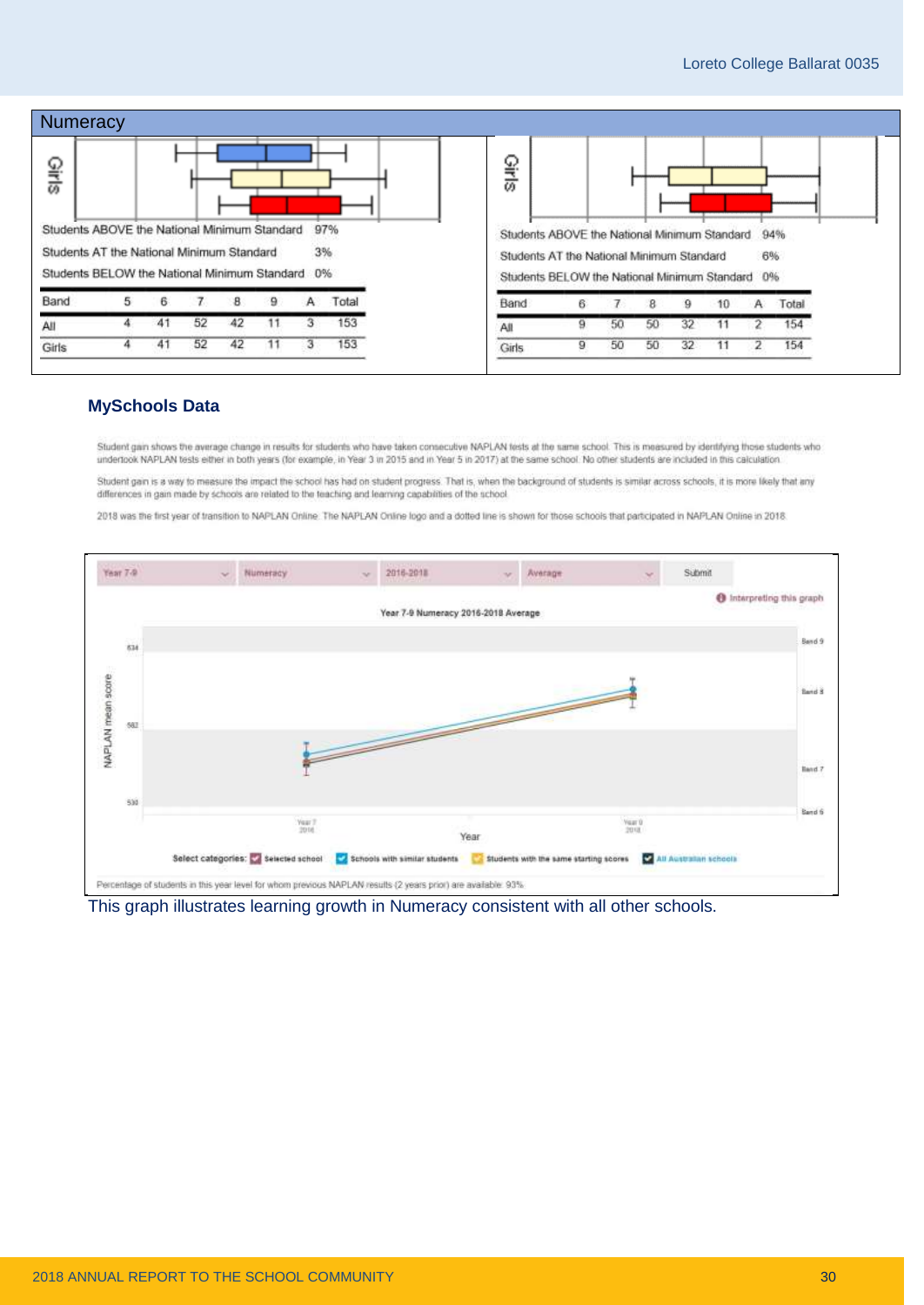## Numeracy

Girls

| | |
|---|---|
| Students ABOVE the National Minimum Standard | 97% |
| Students AT the National Minimum Standard | 3% |
| Students BELOW the National Minimum Standard | 0% |

| Band | 5 | 6 | 7 | 8 | 9 | A | Total |
|---|---|---|---|---|---|---|---|
| All | 4 | 41 | 52 | 42 | 11 | 3 | 153 |
| Girls | 4 | 41 | 52 | 42 | 11 | 3 | 153 |

Girls

| | |
|---|---|
| Students ABOVE the National Minimum Standard | 94% |
| Students AT the National Minimum Standard | 6% |
| Students BELOW the National Minimum Standard | 0% |

| Band | 6 | 7 | 8 | 9 | 10 | A | Total |
|---|---|---|---|---|---|---|---|
| All | 9 | 50 | 50 | 32 | 11 | 2 | 154 |
| Girls | 9 | 50 | 50 | 32 | 11 | 2 | 154 |

### MySchools Data

Student gain shows the average change in results for students who have taken consecutive NAPLAN tests at the same school. This is measured by identifying those students who undertook NAPLAN tests either in both years (for example, in Year 3 in 2015 and in Year 5 in 2017) at the same school. No other students are included in this calculation.

Student gain is a way to measure the impact the school has had on student progress. That is, when the background of students is similar across schools, it is more likely that any differences in gain made by schools are related to the teaching and learning capabilities of the school.

2018 was the first year of transition to NAPLAN Online. The NAPLAN Online logo and a dotted line is shown for those schools that participated in NAPLAN Online in 2018.

Year 7-9 | Numeracy | 2016-2018 | Average | Submit

Interpreting this graph

Year 7-9 Numeracy 2016-2018 Average

NAPLAN mean score: 634, 582, 530

Band 9, Band 8, Band 7, Band 6

Year: Year 7 2016, Year 9 2018

Select categories: Selected school | Schools with similar students | Students with the same starting scores | All Australian schools

Percentage of students in this year level for whom previous NAPLAN results (2 years prior) are available: 93%

This graph illustrates learning growth in Numeracy consistent with all other schools.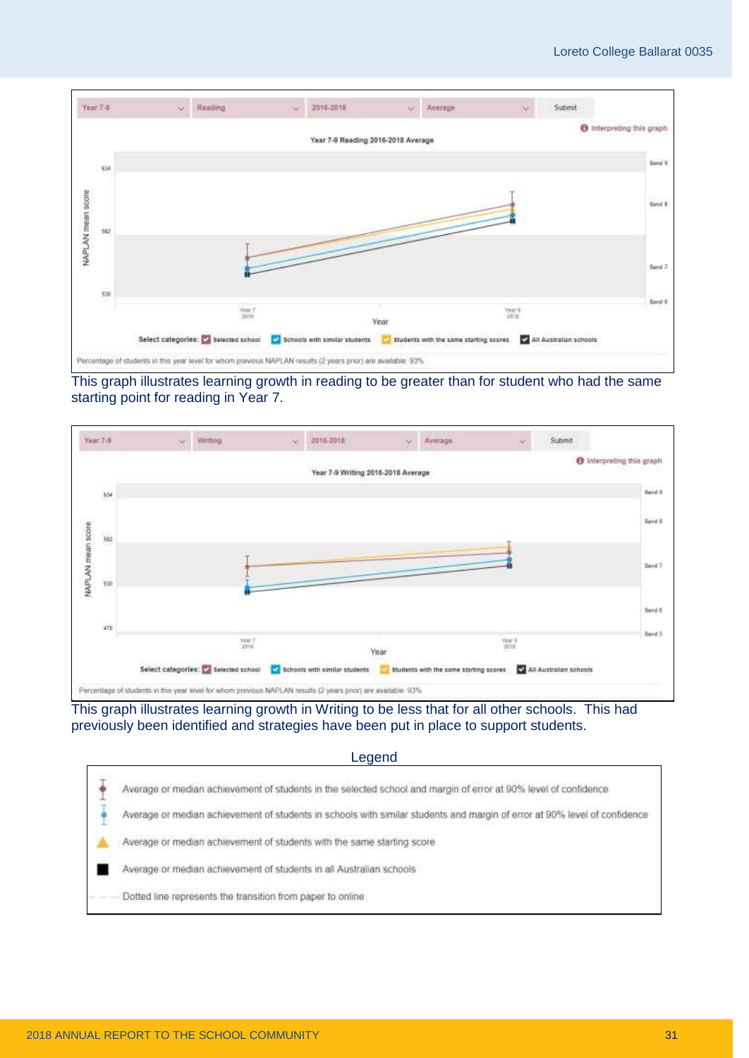Year 7-9 | Reading | 2016-2018 | Average | Submit

Interpreting this graph

Year 7-9 Reading 2016-2018 Average

NAPLAN mean score: 634, 582, 530

Band 9, Band 8, Band 7, Band 6

Year 7 2016 — Year — Year 9 2018

Select categories: Selected school, Schools with similar students, Students with the same starting scores, All Australian schools

Percentage of students in this year level for whom previous NAPLAN results (2 years prior) are available: 93%

This graph illustrates learning growth in reading to be greater than for student who had the same starting point for reading in Year 7.

Year 7-9 | Writing | 2016-2018 | Average | Submit

Interpreting this graph

Year 7-9 Writing 2016-2018 Average

NAPLAN mean score: 634, 582, 530, 478

Band 9, Band 8, Band 7, Band 6, Band 5

Year 7 2016 — Year — Year 9 2018

Select categories: Selected school, Schools with similar students, Students with the same starting scores, All Australian schools

Percentage of students in this year level for whom previous NAPLAN results (2 years prior) are available: 93%

This graph illustrates learning growth in Writing to be less that for all other schools. This had previously been identified and strategies have been put in place to support students.

**Legend**

- Average or median achievement of students in the selected school and margin of error at 90% level of confidence
- Average or median achievement of students in schools with similar students and margin of error at 90% level of confidence
- Average or median achievement of students with the same starting score
- Average or median achievement of students in all Australian schools
- Dotted line represents the transition from paper to online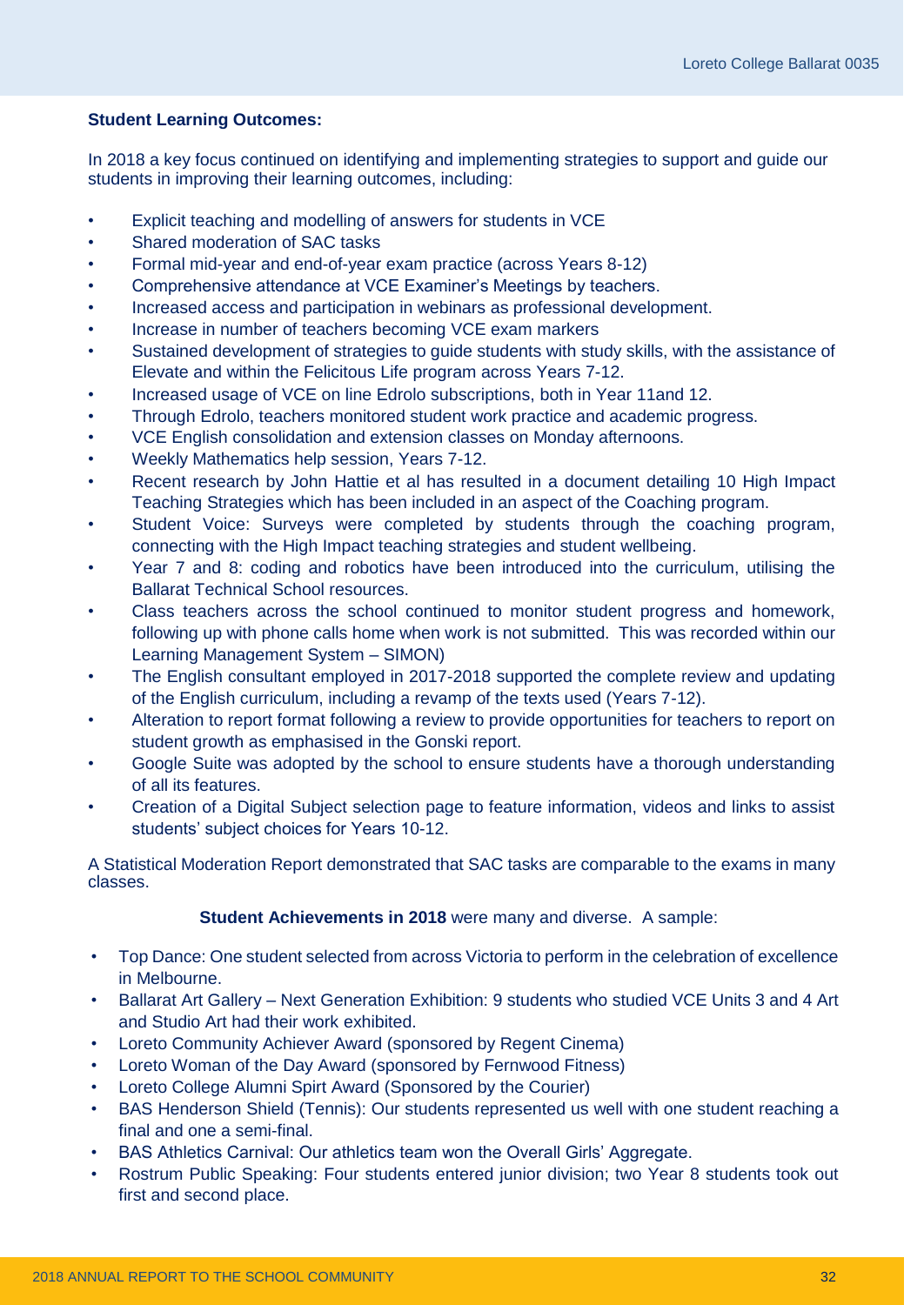**Student Learning Outcomes:**

In 2018 a key focus continued on identifying and implementing strategies to support and guide our students in improving their learning outcomes, including:

- Explicit teaching and modelling of answers for students in VCE
- Shared moderation of SAC tasks
- Formal mid-year and end-of-year exam practice (across Years 8-12)
- Comprehensive attendance at VCE Examiner's Meetings by teachers.
- Increased access and participation in webinars as professional development.
- Increase in number of teachers becoming VCE exam markers
- Sustained development of strategies to guide students with study skills, with the assistance of Elevate and within the Felicitous Life program across Years 7-12.
- Increased usage of VCE on line Edrolo subscriptions, both in Year 11and 12.
- Through Edrolo, teachers monitored student work practice and academic progress.
- VCE English consolidation and extension classes on Monday afternoons.
- Weekly Mathematics help session, Years 7-12.
- Recent research by John Hattie et al has resulted in a document detailing 10 High Impact Teaching Strategies which has been included in an aspect of the Coaching program.
- Student Voice: Surveys were completed by students through the coaching program, connecting with the High Impact teaching strategies and student wellbeing.
- Year 7 and 8: coding and robotics have been introduced into the curriculum, utilising the Ballarat Technical School resources.
- Class teachers across the school continued to monitor student progress and homework, following up with phone calls home when work is not submitted. This was recorded within our Learning Management System – SIMON)
- The English consultant employed in 2017-2018 supported the complete review and updating of the English curriculum, including a revamp of the texts used (Years 7-12).
- Alteration to report format following a review to provide opportunities for teachers to report on student growth as emphasised in the Gonski report.
- Google Suite was adopted by the school to ensure students have a thorough understanding of all its features.
- Creation of a Digital Subject selection page to feature information, videos and links to assist students' subject choices for Years 10-12.

A Statistical Moderation Report demonstrated that SAC tasks are comparable to the exams in many classes.

**Student Achievements in 2018** were many and diverse. A sample:

- Top Dance: One student selected from across Victoria to perform in the celebration of excellence in Melbourne.
- Ballarat Art Gallery – Next Generation Exhibition: 9 students who studied VCE Units 3 and 4 Art and Studio Art had their work exhibited.
- Loreto Community Achiever Award (sponsored by Regent Cinema)
- Loreto Woman of the Day Award (sponsored by Fernwood Fitness)
- Loreto College Alumni Spirt Award (Sponsored by the Courier)
- BAS Henderson Shield (Tennis): Our students represented us well with one student reaching a final and one a semi-final.
- BAS Athletics Carnival: Our athletics team won the Overall Girls' Aggregate.
- Rostrum Public Speaking: Four students entered junior division; two Year 8 students took out first and second place.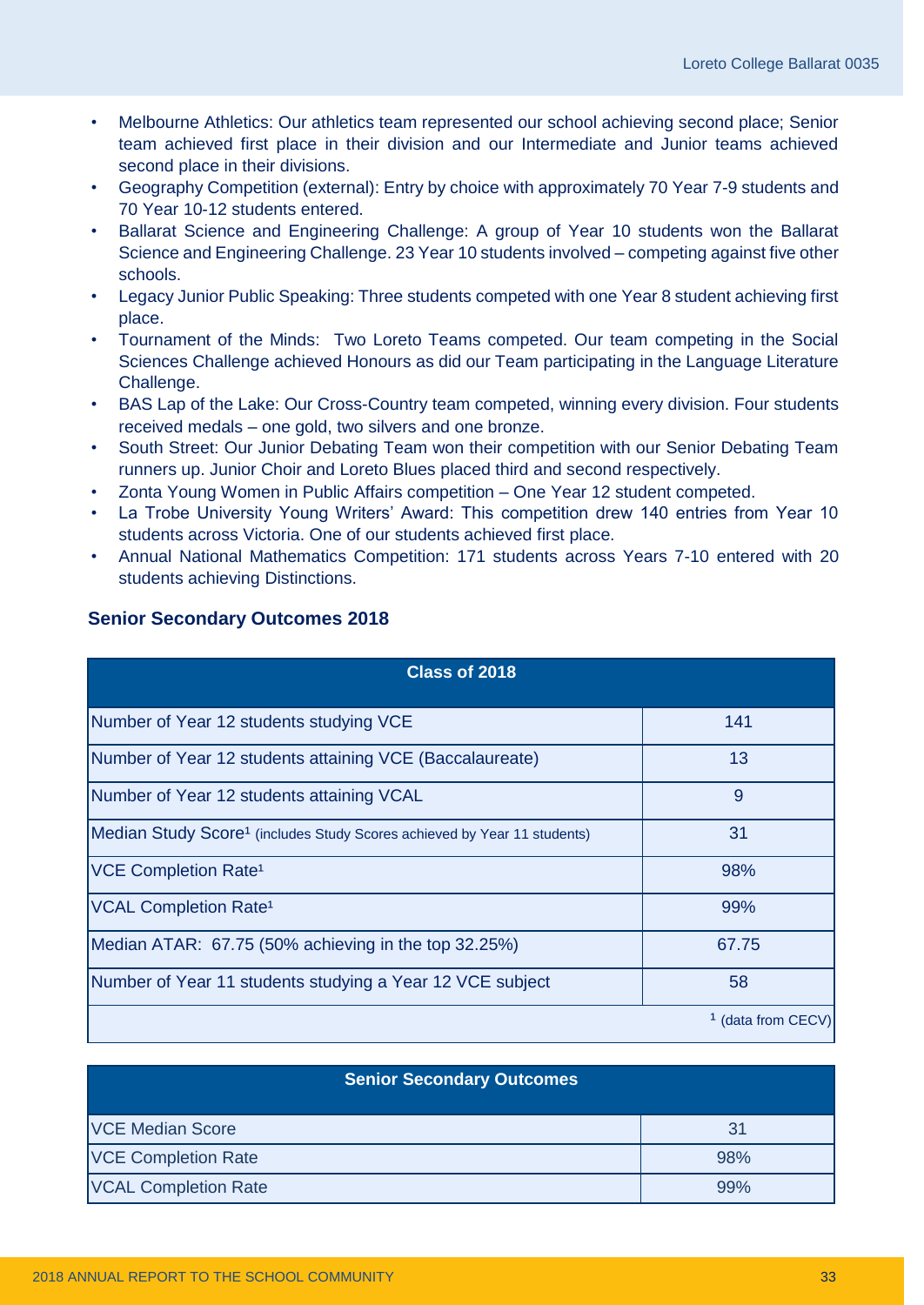- Melbourne Athletics: Our athletics team represented our school achieving second place; Senior team achieved first place in their division and our Intermediate and Junior teams achieved second place in their divisions.
- Geography Competition (external): Entry by choice with approximately 70 Year 7-9 students and 70 Year 10-12 students entered.
- Ballarat Science and Engineering Challenge: A group of Year 10 students won the Ballarat Science and Engineering Challenge. 23 Year 10 students involved – competing against five other schools.
- Legacy Junior Public Speaking: Three students competed with one Year 8 student achieving first place.
- Tournament of the Minds: Two Loreto Teams competed. Our team competing in the Social Sciences Challenge achieved Honours as did our Team participating in the Language Literature Challenge.
- BAS Lap of the Lake: Our Cross-Country team competed, winning every division. Four students received medals – one gold, two silvers and one bronze.
- South Street: Our Junior Debating Team won their competition with our Senior Debating Team runners up. Junior Choir and Loreto Blues placed third and second respectively.
- Zonta Young Women in Public Affairs competition – One Year 12 student competed.
- La Trobe University Young Writers' Award: This competition drew 140 entries from Year 10 students across Victoria. One of our students achieved first place.
- Annual National Mathematics Competition: 171 students across Years 7-10 entered with 20 students achieving Distinctions.

## Senior Secondary Outcomes 2018

| Class of 2018 | |
|---|---|
| Number of Year 12 students studying VCE | 141 |
| Number of Year 12 students attaining VCE (Baccalaureate) | 13 |
| Number of Year 12 students attaining VCAL | 9 |
| Median Study Score[1] (includes Study Scores achieved by Year 11 students) | 31 |
| VCE Completion Rate[1] | 98% |
| VCAL Completion Rate[1] | 99% |
| Median ATAR: 67.75 (50% achieving in the top 32.25%) | 67.75 |
| Number of Year 11 students studying a Year 12 VCE subject | 58 |
| | [1] (data from CECV) |

| Senior Secondary Outcomes | |
|---|---|
| VCE Median Score | 31 |
| VCE Completion Rate | 98% |
| VCAL Completion Rate | 99% |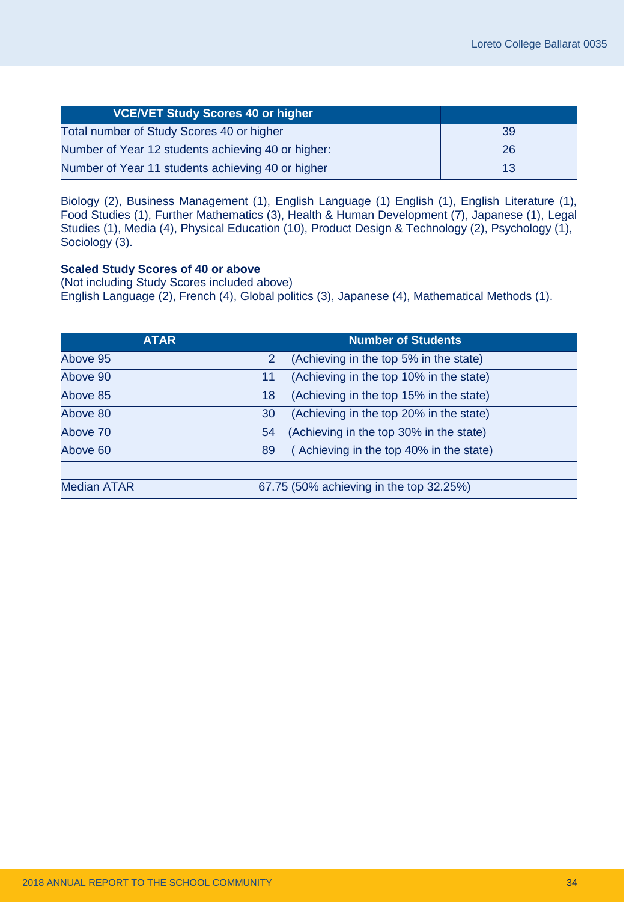| VCE/VET Study Scores 40 or higher | |
|---|---|
| Total number of Study Scores 40 or higher | 39 |
| Number of Year 12 students achieving 40 or higher: | 26 |
| Number of Year 11 students achieving 40 or higher | 13 |

Biology (2), Business Management (1), English Language (1) English (1), English Literature (1), Food Studies (1), Further Mathematics (3), Health & Human Development (7), Japanese (1), Legal Studies (1), Media (4), Physical Education (10), Product Design & Technology (2), Psychology (1), Sociology (3).

**Scaled Study Scores of 40 or above**
(Not including Study Scores included above)
English Language (2), French (4), Global politics (3), Japanese (4), Mathematical Methods (1).

| ATAR | Number of Students |
|---|---|
| Above 95 | 2 (Achieving in the top 5% in the state) |
| Above 90 | 11 (Achieving in the top 10% in the state) |
| Above 85 | 18 (Achieving in the top 15% in the state) |
| Above 80 | 30 (Achieving in the top 20% in the state) |
| Above 70 | 54 (Achieving in the top 30% in the state) |
| Above 60 | 89 ( Achieving in the top 40% in the state) |
| | |
| Median ATAR | 67.75 (50% achieving in the top 32.25%) |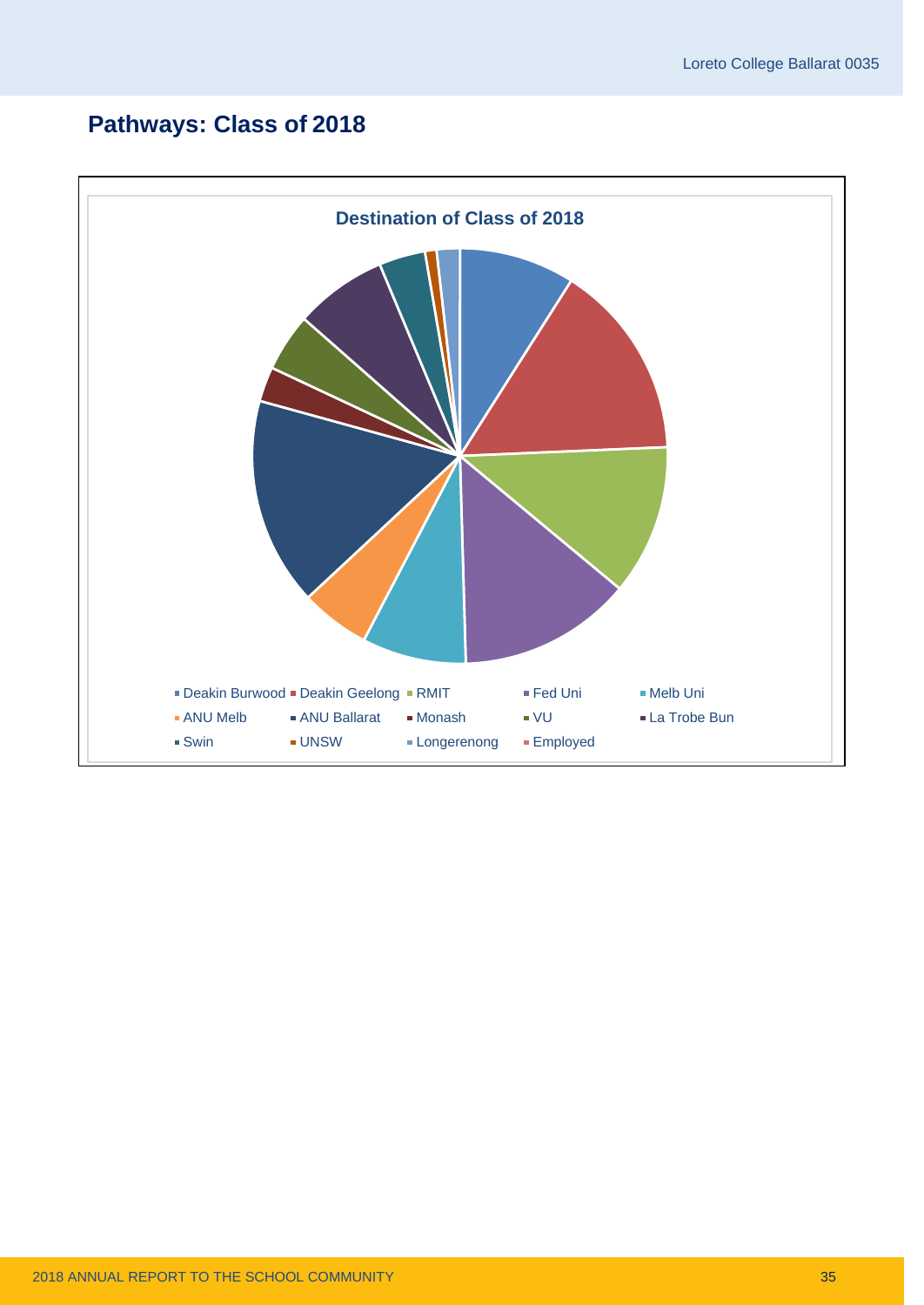## Pathways: Class of 2018

**Destination of Class of 2018**

- Deakin Burwood
- Deakin Geelong
- RMIT
- Fed Uni
- Melb Uni
- ANU Melb
- ANU Ballarat
- Monash
- VU
- La Trobe Bun
- Swin
- UNSW
- Longerenong
- Employed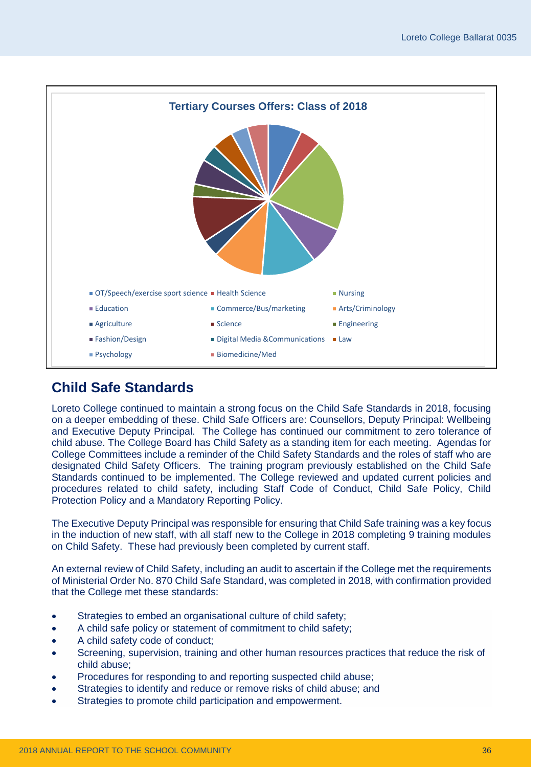**Tertiary Courses Offers: Class of 2018**

OT/Speech/exercise sport science
Health Science
Nursing
Education
Commerce/Bus/marketing
Arts/Criminology
Agriculture
Science
Engineering
Fashion/Design
Digital Media &Communications
Law
Psychology
Biomedicine/Med

## Child Safe Standards

Loreto College continued to maintain a strong focus on the Child Safe Standards in 2018, focusing on a deeper embedding of these. Child Safe Officers are: Counsellors, Deputy Principal: Wellbeing and Executive Deputy Principal. The College has continued our commitment to zero tolerance of child abuse. The College Board has Child Safety as a standing item for each meeting. Agendas for College Committees include a reminder of the Child Safety Standards and the roles of staff who are designated Child Safety Officers. The training program previously established on the Child Safe Standards continued to be implemented. The College reviewed and updated current policies and procedures related to child safety, including Staff Code of Conduct, Child Safe Policy, Child Protection Policy and a Mandatory Reporting Policy.

The Executive Deputy Principal was responsible for ensuring that Child Safe training was a key focus in the induction of new staff, with all staff new to the College in 2018 completing 9 training modules on Child Safety. These had previously been completed by current staff.

An external review of Child Safety, including an audit to ascertain if the College met the requirements of Ministerial Order No. 870 Child Safe Standard, was completed in 2018, with confirmation provided that the College met these standards:

- Strategies to embed an organisational culture of child safety;
- A child safe policy or statement of commitment to child safety;
- A child safety code of conduct;
- Screening, supervision, training and other human resources practices that reduce the risk of child abuse;
- Procedures for responding to and reporting suspected child abuse;
- Strategies to identify and reduce or remove risks of child abuse; and
- Strategies to promote child participation and empowerment.